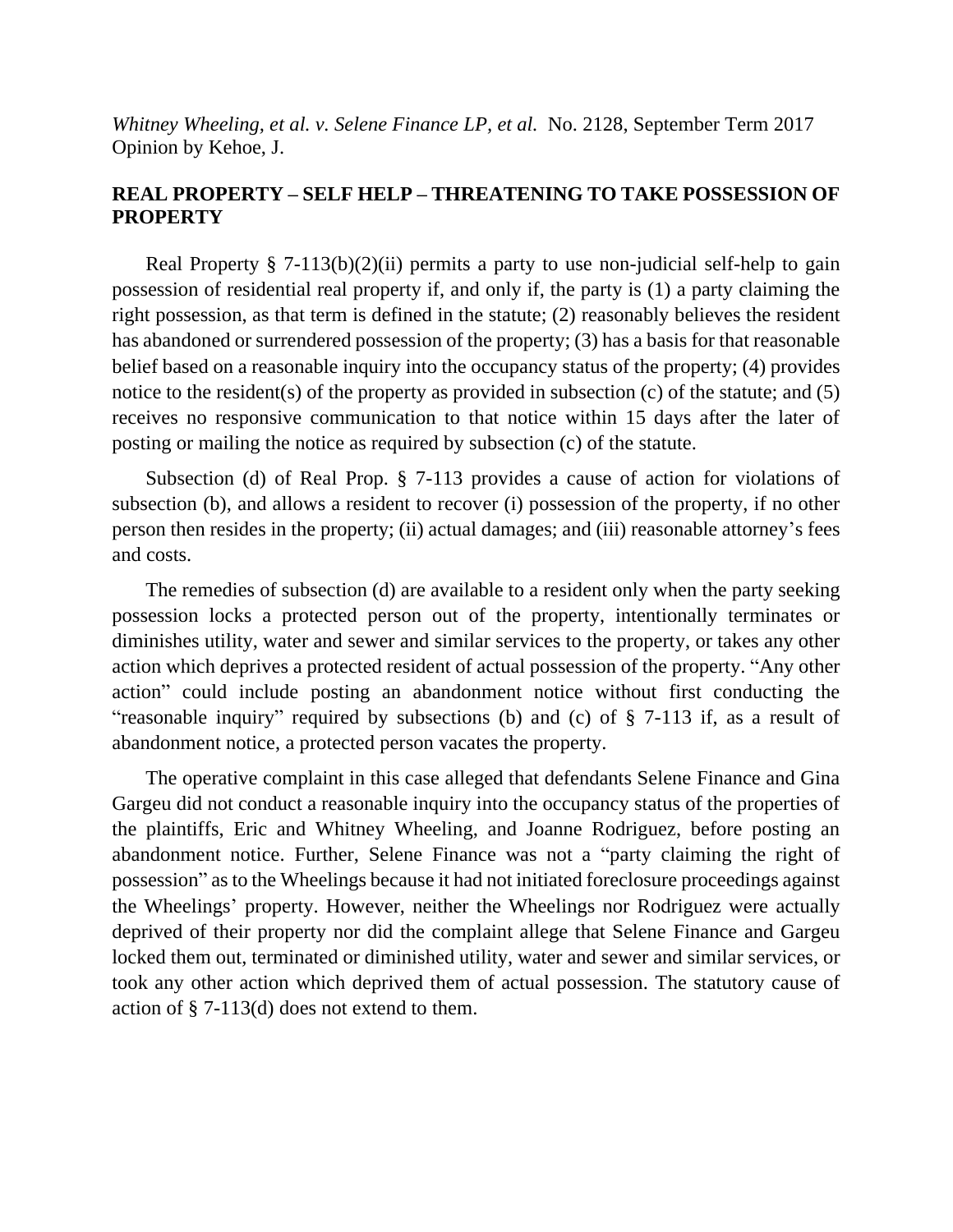*Whitney Wheeling, et al. v. Selene Finance LP, et al.* No. 2128, September Term 2017
Opinion by Kehoe, J.

**REAL PROPERTY – SELF HELP – THREATENING TO TAKE POSSESSION OF PROPERTY**

Real Property § 7-113(b)(2)(ii) permits a party to use non-judicial self-help to gain possession of residential real property if, and only if, the party is (1) a party claiming the right possession, as that term is defined in the statute; (2) reasonably believes the resident has abandoned or surrendered possession of the property; (3) has a basis for that reasonable belief based on a reasonable inquiry into the occupancy status of the property; (4) provides notice to the resident(s) of the property as provided in subsection (c) of the statute; and (5) receives no responsive communication to that notice within 15 days after the later of posting or mailing the notice as required by subsection (c) of the statute.

Subsection (d) of Real Prop. § 7-113 provides a cause of action for violations of subsection (b), and allows a resident to recover (i) possession of the property, if no other person then resides in the property; (ii) actual damages; and (iii) reasonable attorney's fees and costs.

The remedies of subsection (d) are available to a resident only when the party seeking possession locks a protected person out of the property, intentionally terminates or diminishes utility, water and sewer and similar services to the property, or takes any other action which deprives a protected resident of actual possession of the property. "Any other action" could include posting an abandonment notice without first conducting the "reasonable inquiry" required by subsections (b) and (c) of § 7-113 if, as a result of abandonment notice, a protected person vacates the property.

The operative complaint in this case alleged that defendants Selene Finance and Gina Gargeu did not conduct a reasonable inquiry into the occupancy status of the properties of the plaintiffs, Eric and Whitney Wheeling, and Joanne Rodriguez, before posting an abandonment notice. Further, Selene Finance was not a "party claiming the right of possession" as to the Wheelings because it had not initiated foreclosure proceedings against the Wheelings' property. However, neither the Wheelings nor Rodriguez were actually deprived of their property nor did the complaint allege that Selene Finance and Gargeu locked them out, terminated or diminished utility, water and sewer and similar services, or took any other action which deprived them of actual possession. The statutory cause of action of § 7-113(d) does not extend to them.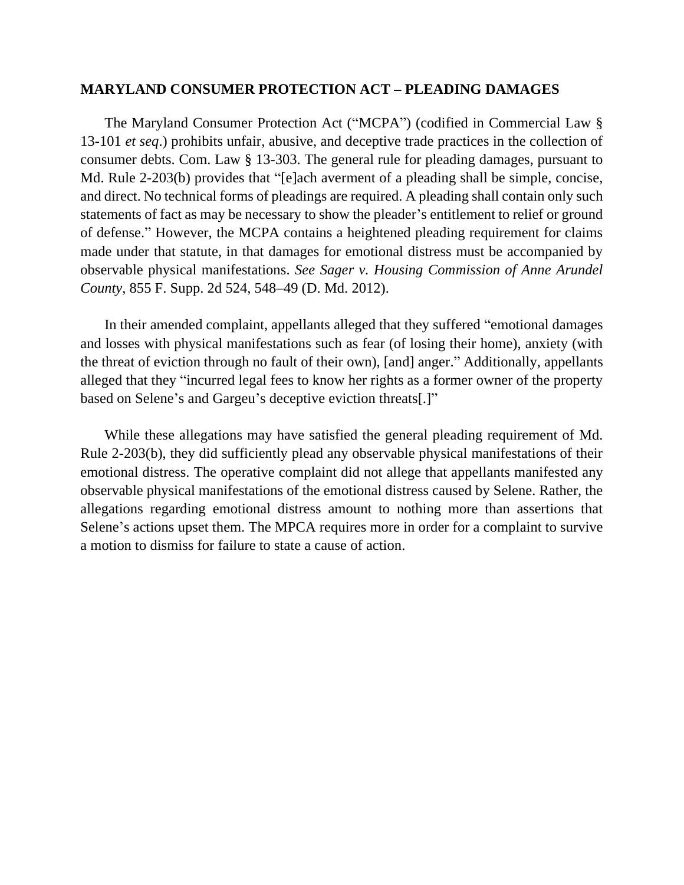**MARYLAND CONSUMER PROTECTION ACT – PLEADING DAMAGES**

The Maryland Consumer Protection Act ("MCPA") (codified in Commercial Law § 13-101 *et seq*.) prohibits unfair, abusive, and deceptive trade practices in the collection of consumer debts. Com. Law § 13-303. The general rule for pleading damages, pursuant to Md. Rule 2-203(b) provides that "[e]ach averment of a pleading shall be simple, concise, and direct. No technical forms of pleadings are required. A pleading shall contain only such statements of fact as may be necessary to show the pleader's entitlement to relief or ground of defense." However, the MCPA contains a heightened pleading requirement for claims made under that statute, in that damages for emotional distress must be accompanied by observable physical manifestations. *See Sager v. Housing Commission of Anne Arundel County*, 855 F. Supp. 2d 524, 548–49 (D. Md. 2012).

In their amended complaint, appellants alleged that they suffered "emotional damages and losses with physical manifestations such as fear (of losing their home), anxiety (with the threat of eviction through no fault of their own), [and] anger." Additionally, appellants alleged that they "incurred legal fees to know her rights as a former owner of the property based on Selene's and Gargeu's deceptive eviction threats[.]"

While these allegations may have satisfied the general pleading requirement of Md. Rule 2-203(b), they did sufficiently plead any observable physical manifestations of their emotional distress. The operative complaint did not allege that appellants manifested any observable physical manifestations of the emotional distress caused by Selene. Rather, the allegations regarding emotional distress amount to nothing more than assertions that Selene's actions upset them. The MPCA requires more in order for a complaint to survive a motion to dismiss for failure to state a cause of action.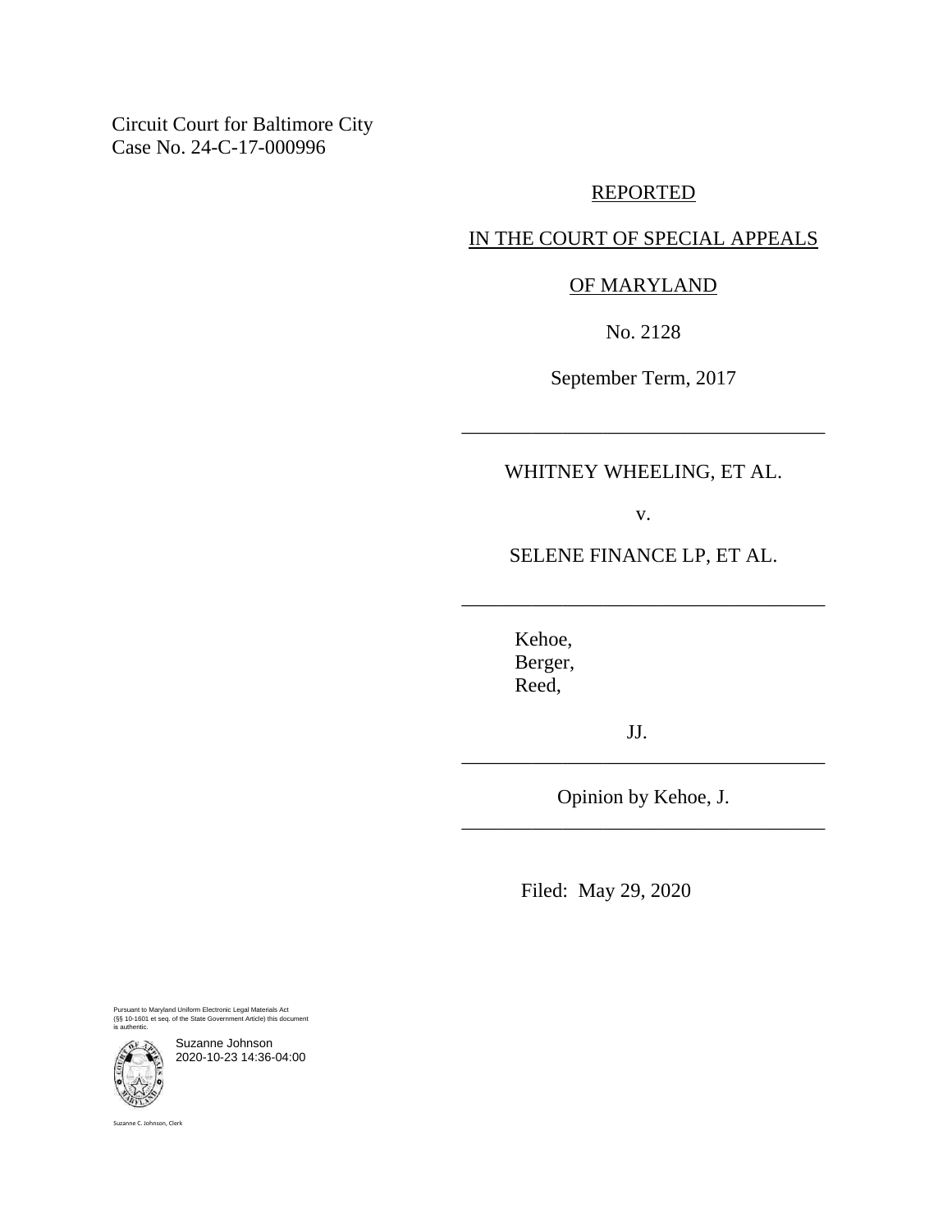Circuit Court for Baltimore City
Case No. 24-C-17-000996

REPORTED

IN THE COURT OF SPECIAL APPEALS

OF MARYLAND

No. 2128

September Term, 2017

---

WHITNEY WHEELING, ET AL.

v.

SELENE FINANCE LP, ET AL.

---

Kehoe,
Berger,
Reed,

JJ.

---

Opinion by Kehoe, J.

---

Filed: May 29, 2020

Pursuant to Maryland Uniform Electronic Legal Materials Act (§§ 10-1601 et seq. of the State Government Article) this document is authentic.

Suzanne Johnson
2020-10-23 14:36-04:00

Suzanne C. Johnson, Clerk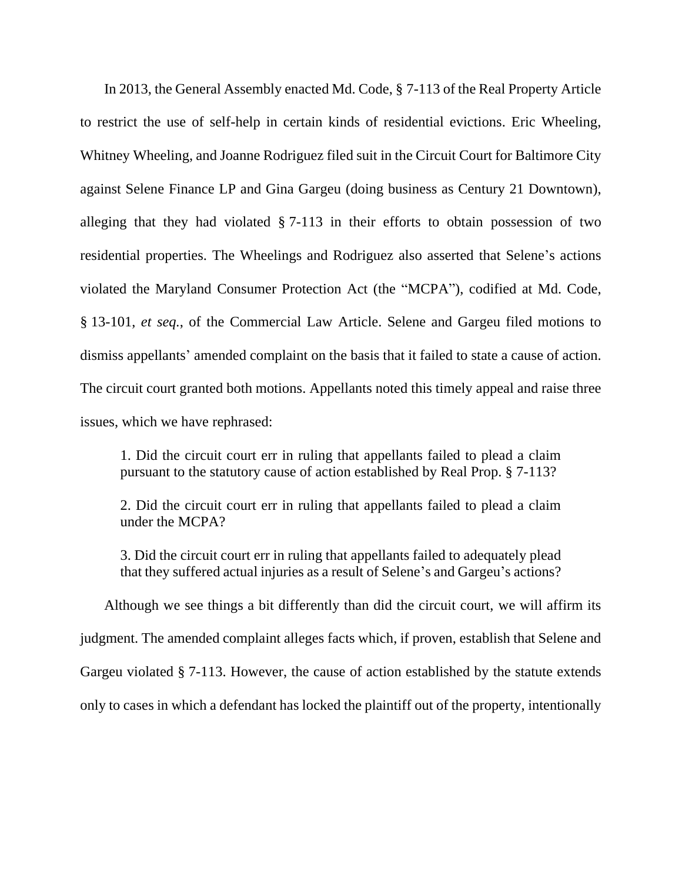In 2013, the General Assembly enacted Md. Code, § 7-113 of the Real Property Article to restrict the use of self-help in certain kinds of residential evictions. Eric Wheeling, Whitney Wheeling, and Joanne Rodriguez filed suit in the Circuit Court for Baltimore City against Selene Finance LP and Gina Gargeu (doing business as Century 21 Downtown), alleging that they had violated § 7-113 in their efforts to obtain possession of two residential properties. The Wheelings and Rodriguez also asserted that Selene's actions violated the Maryland Consumer Protection Act (the "MCPA"), codified at Md. Code, § 13-101, *et seq.*, of the Commercial Law Article. Selene and Gargeu filed motions to dismiss appellants' amended complaint on the basis that it failed to state a cause of action. The circuit court granted both motions. Appellants noted this timely appeal and raise three issues, which we have rephrased:

> 1. Did the circuit court err in ruling that appellants failed to plead a claim pursuant to the statutory cause of action established by Real Prop. § 7-113?
>
> 2. Did the circuit court err in ruling that appellants failed to plead a claim under the MCPA?
>
> 3. Did the circuit court err in ruling that appellants failed to adequately plead that they suffered actual injuries as a result of Selene's and Gargeu's actions?

Although we see things a bit differently than did the circuit court, we will affirm its judgment. The amended complaint alleges facts which, if proven, establish that Selene and Gargeu violated § 7-113. However, the cause of action established by the statute extends only to cases in which a defendant has locked the plaintiff out of the property, intentionally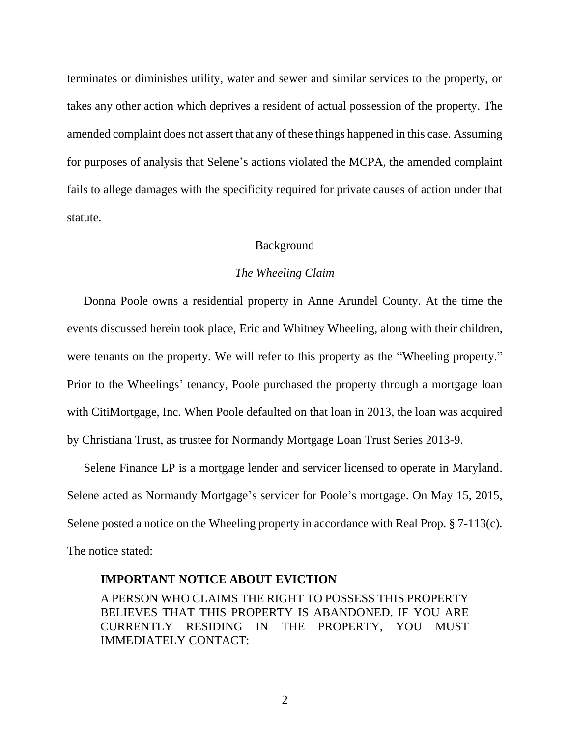terminates or diminishes utility, water and sewer and similar services to the property, or takes any other action which deprives a resident of actual possession of the property. The amended complaint does not assert that any of these things happened in this case. Assuming for purposes of analysis that Selene's actions violated the MCPA, the amended complaint fails to allege damages with the specificity required for private causes of action under that statute.

## Background

### *The Wheeling Claim*

Donna Poole owns a residential property in Anne Arundel County. At the time the events discussed herein took place, Eric and Whitney Wheeling, along with their children, were tenants on the property. We will refer to this property as the "Wheeling property." Prior to the Wheelings' tenancy, Poole purchased the property through a mortgage loan with CitiMortgage, Inc. When Poole defaulted on that loan in 2013, the loan was acquired by Christiana Trust, as trustee for Normandy Mortgage Loan Trust Series 2013-9.

Selene Finance LP is a mortgage lender and servicer licensed to operate in Maryland. Selene acted as Normandy Mortgage's servicer for Poole's mortgage. On May 15, 2015, Selene posted a notice on the Wheeling property in accordance with Real Prop. § 7-113(c). The notice stated:

> **IMPORTANT NOTICE ABOUT EVICTION**
>
> A PERSON WHO CLAIMS THE RIGHT TO POSSESS THIS PROPERTY BELIEVES THAT THIS PROPERTY IS ABANDONED. IF YOU ARE CURRENTLY RESIDING IN THE PROPERTY, YOU MUST IMMEDIATELY CONTACT: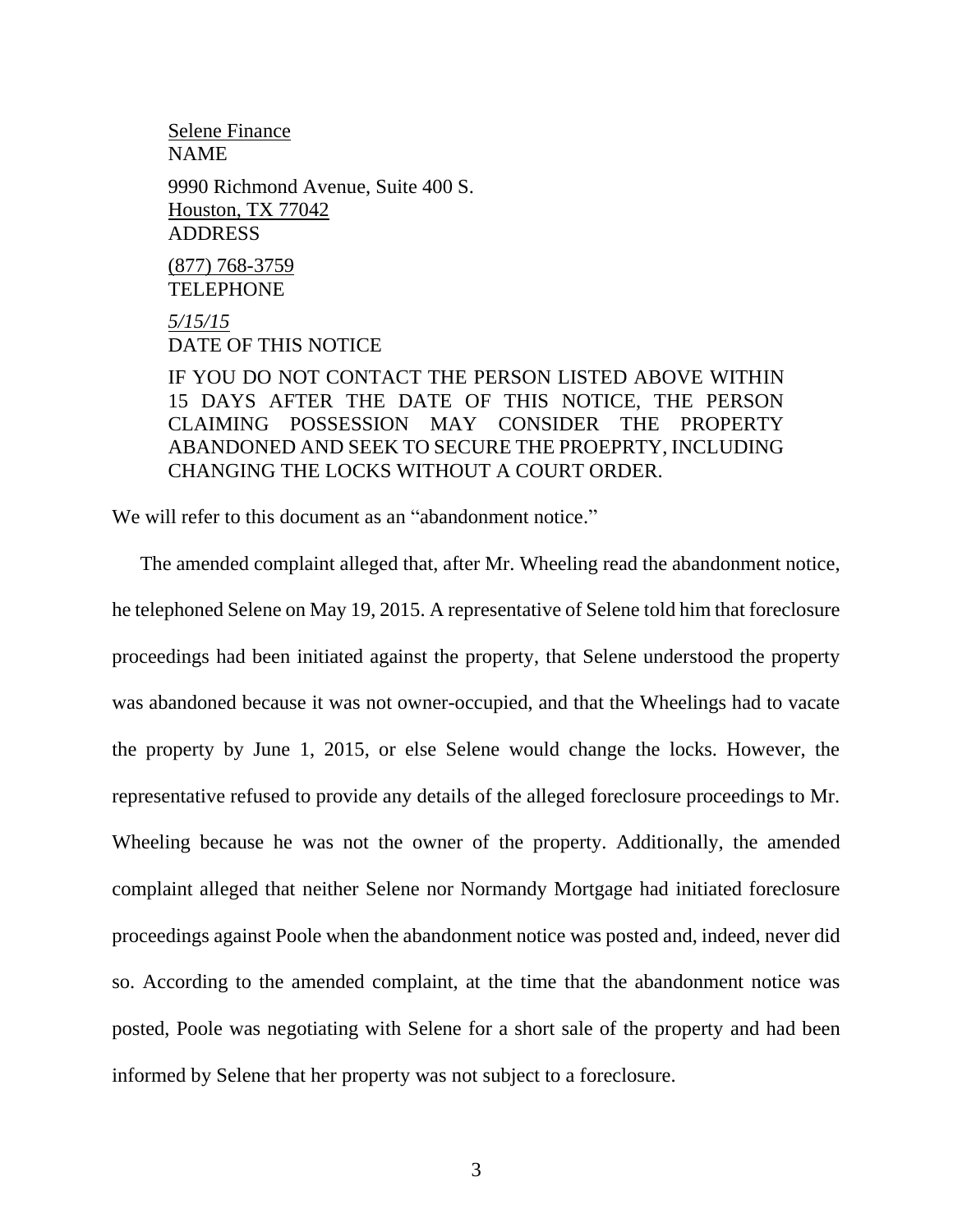<u>Selene Finance</u>
NAME

9990 Richmond Avenue, Suite 400 S.
<u>Houston, TX 77042</u>
ADDRESS

<u>(877) 768-3759</u>
TELEPHONE

<u>*5/15/15*</u>
DATE OF THIS NOTICE

IF YOU DO NOT CONTACT THE PERSON LISTED ABOVE WITHIN 15 DAYS AFTER THE DATE OF THIS NOTICE, THE PERSON CLAIMING POSSESSION MAY CONSIDER THE PROPERTY ABANDONED AND SEEK TO SECURE THE PROEPRTY, INCLUDING CHANGING THE LOCKS WITHOUT A COURT ORDER.

We will refer to this document as an "abandonment notice."

The amended complaint alleged that, after Mr. Wheeling read the abandonment notice, he telephoned Selene on May 19, 2015. A representative of Selene told him that foreclosure proceedings had been initiated against the property, that Selene understood the property was abandoned because it was not owner-occupied, and that the Wheelings had to vacate the property by June 1, 2015, or else Selene would change the locks. However, the representative refused to provide any details of the alleged foreclosure proceedings to Mr. Wheeling because he was not the owner of the property. Additionally, the amended complaint alleged that neither Selene nor Normandy Mortgage had initiated foreclosure proceedings against Poole when the abandonment notice was posted and, indeed, never did so. According to the amended complaint, at the time that the abandonment notice was posted, Poole was negotiating with Selene for a short sale of the property and had been informed by Selene that her property was not subject to a foreclosure.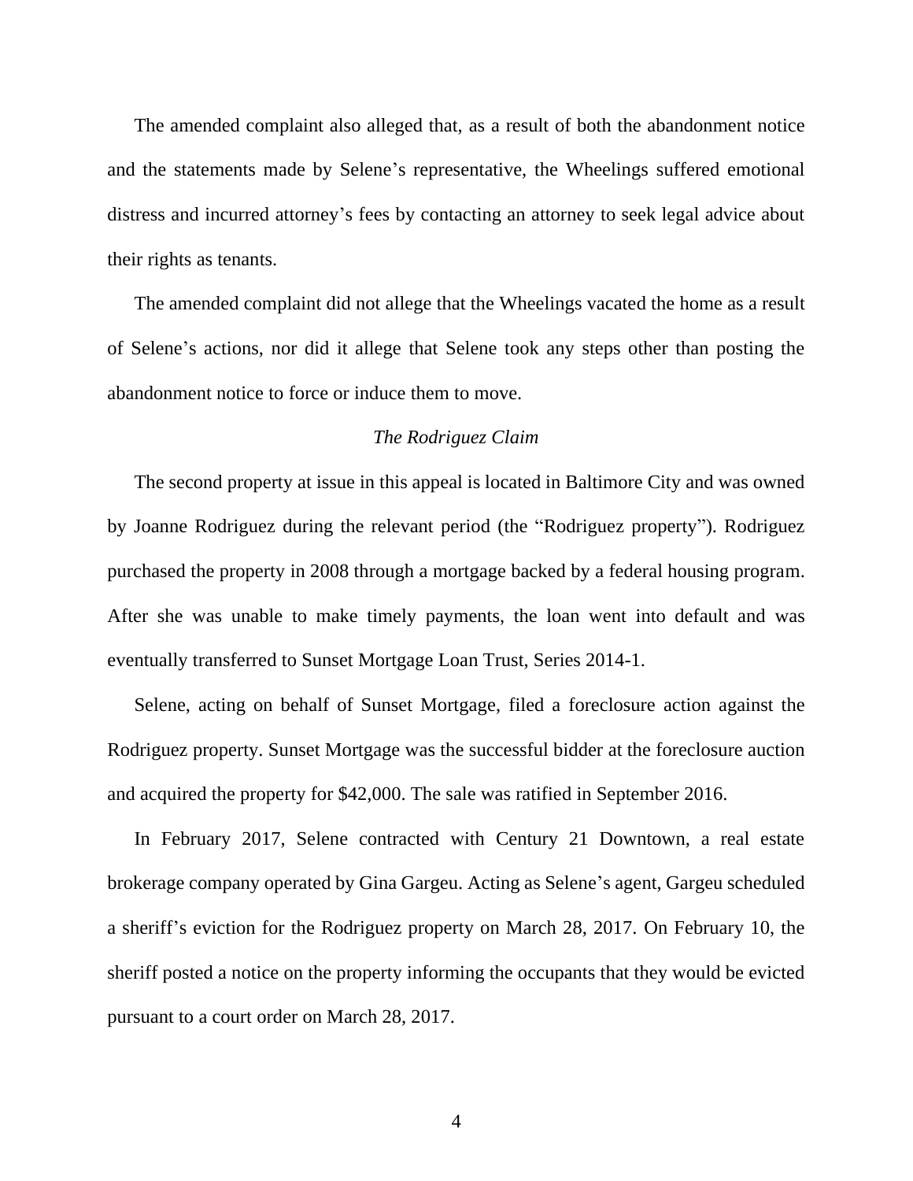The amended complaint also alleged that, as a result of both the abandonment notice and the statements made by Selene's representative, the Wheelings suffered emotional distress and incurred attorney's fees by contacting an attorney to seek legal advice about their rights as tenants.

The amended complaint did not allege that the Wheelings vacated the home as a result of Selene's actions, nor did it allege that Selene took any steps other than posting the abandonment notice to force or induce them to move.

### *The Rodriguez Claim*

The second property at issue in this appeal is located in Baltimore City and was owned by Joanne Rodriguez during the relevant period (the "Rodriguez property"). Rodriguez purchased the property in 2008 through a mortgage backed by a federal housing program. After she was unable to make timely payments, the loan went into default and was eventually transferred to Sunset Mortgage Loan Trust, Series 2014-1.

Selene, acting on behalf of Sunset Mortgage, filed a foreclosure action against the Rodriguez property. Sunset Mortgage was the successful bidder at the foreclosure auction and acquired the property for $42,000. The sale was ratified in September 2016.

In February 2017, Selene contracted with Century 21 Downtown, a real estate brokerage company operated by Gina Gargeu. Acting as Selene's agent, Gargeu scheduled a sheriff's eviction for the Rodriguez property on March 28, 2017. On February 10, the sheriff posted a notice on the property informing the occupants that they would be evicted pursuant to a court order on March 28, 2017.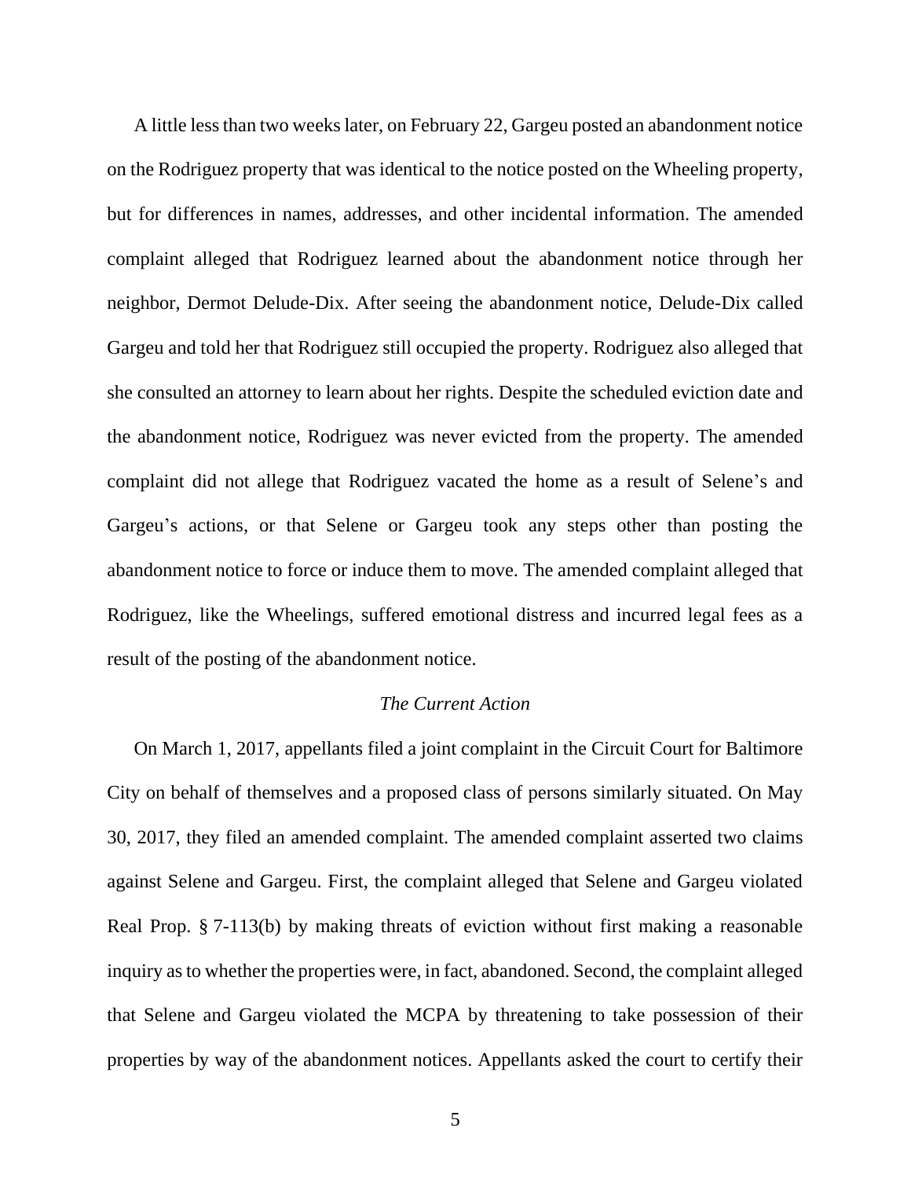A little less than two weeks later, on February 22, Gargeu posted an abandonment notice on the Rodriguez property that was identical to the notice posted on the Wheeling property, but for differences in names, addresses, and other incidental information. The amended complaint alleged that Rodriguez learned about the abandonment notice through her neighbor, Dermot Delude-Dix. After seeing the abandonment notice, Delude-Dix called Gargeu and told her that Rodriguez still occupied the property. Rodriguez also alleged that she consulted an attorney to learn about her rights. Despite the scheduled eviction date and the abandonment notice, Rodriguez was never evicted from the property. The amended complaint did not allege that Rodriguez vacated the home as a result of Selene's and Gargeu's actions, or that Selene or Gargeu took any steps other than posting the abandonment notice to force or induce them to move. The amended complaint alleged that Rodriguez, like the Wheelings, suffered emotional distress and incurred legal fees as a result of the posting of the abandonment notice.

### *The Current Action*

On March 1, 2017, appellants filed a joint complaint in the Circuit Court for Baltimore City on behalf of themselves and a proposed class of persons similarly situated. On May 30, 2017, they filed an amended complaint. The amended complaint asserted two claims against Selene and Gargeu. First, the complaint alleged that Selene and Gargeu violated Real Prop. § 7-113(b) by making threats of eviction without first making a reasonable inquiry as to whether the properties were, in fact, abandoned. Second, the complaint alleged that Selene and Gargeu violated the MCPA by threatening to take possession of their properties by way of the abandonment notices. Appellants asked the court to certify their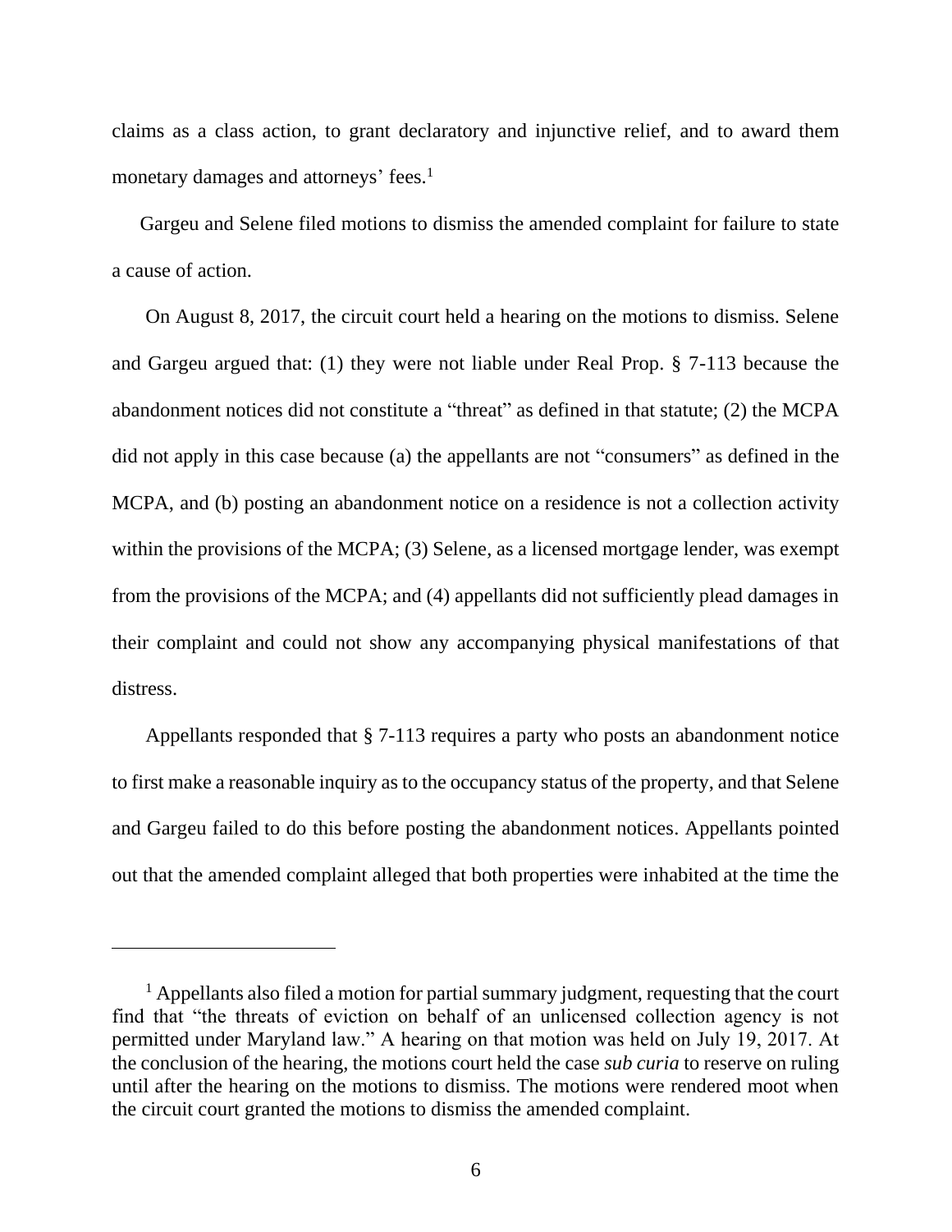claims as a class action, to grant declaratory and injunctive relief, and to award them monetary damages and attorneys' fees.[1]

Gargeu and Selene filed motions to dismiss the amended complaint for failure to state a cause of action.

On August 8, 2017, the circuit court held a hearing on the motions to dismiss. Selene and Gargeu argued that: (1) they were not liable under Real Prop. § 7-113 because the abandonment notices did not constitute a "threat" as defined in that statute; (2) the MCPA did not apply in this case because (a) the appellants are not "consumers" as defined in the MCPA, and (b) posting an abandonment notice on a residence is not a collection activity within the provisions of the MCPA; (3) Selene, as a licensed mortgage lender, was exempt from the provisions of the MCPA; and (4) appellants did not sufficiently plead damages in their complaint and could not show any accompanying physical manifestations of that distress.

Appellants responded that § 7-113 requires a party who posts an abandonment notice to first make a reasonable inquiry as to the occupancy status of the property, and that Selene and Gargeu failed to do this before posting the abandonment notices. Appellants pointed out that the amended complaint alleged that both properties were inhabited at the time the

---

[1] Appellants also filed a motion for partial summary judgment, requesting that the court find that "the threats of eviction on behalf of an unlicensed collection agency is not permitted under Maryland law." A hearing on that motion was held on July 19, 2017. At the conclusion of the hearing, the motions court held the case *sub curia* to reserve on ruling until after the hearing on the motions to dismiss. The motions were rendered moot when the circuit court granted the motions to dismiss the amended complaint.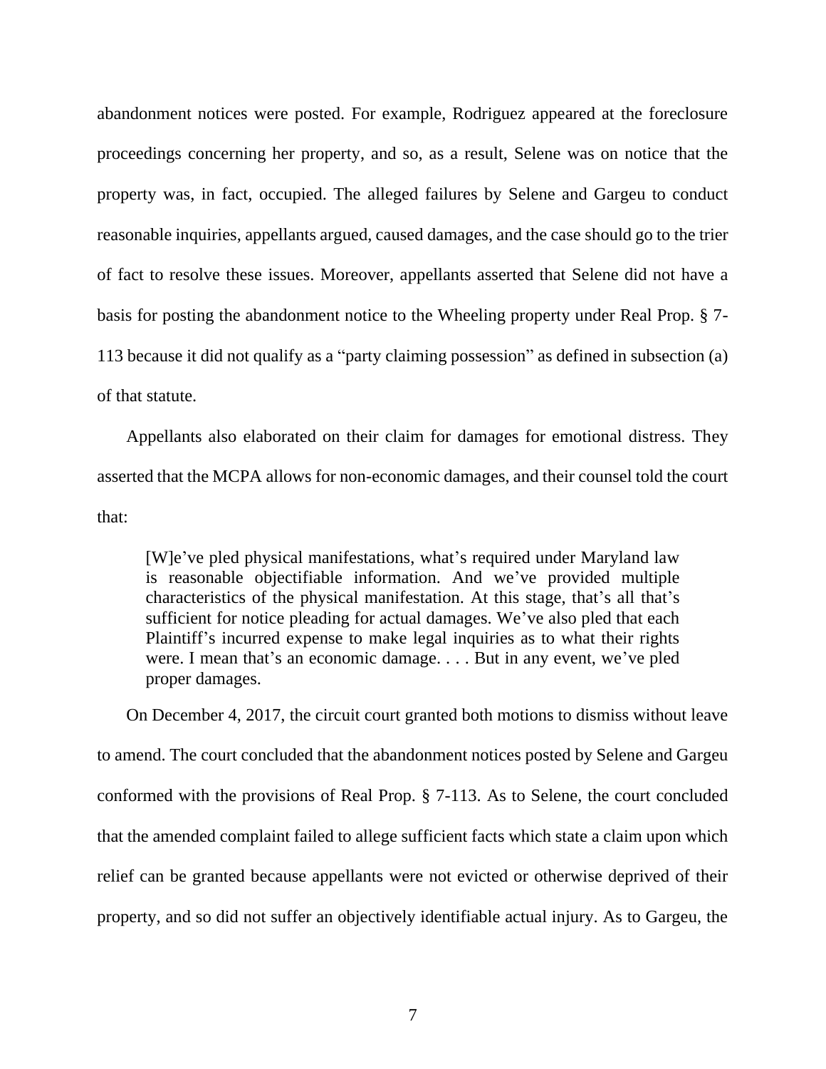abandonment notices were posted. For example, Rodriguez appeared at the foreclosure proceedings concerning her property, and so, as a result, Selene was on notice that the property was, in fact, occupied. The alleged failures by Selene and Gargeu to conduct reasonable inquiries, appellants argued, caused damages, and the case should go to the trier of fact to resolve these issues. Moreover, appellants asserted that Selene did not have a basis for posting the abandonment notice to the Wheeling property under Real Prop. § 7-113 because it did not qualify as a "party claiming possession" as defined in subsection (a) of that statute.

Appellants also elaborated on their claim for damages for emotional distress. They asserted that the MCPA allows for non-economic damages, and their counsel told the court that:

> [W]e've pled physical manifestations, what's required under Maryland law is reasonable objectifiable information. And we've provided multiple characteristics of the physical manifestation. At this stage, that's all that's sufficient for notice pleading for actual damages. We've also pled that each Plaintiff's incurred expense to make legal inquiries as to what their rights were. I mean that's an economic damage. . . . But in any event, we've pled proper damages.

On December 4, 2017, the circuit court granted both motions to dismiss without leave to amend. The court concluded that the abandonment notices posted by Selene and Gargeu conformed with the provisions of Real Prop. § 7-113. As to Selene, the court concluded that the amended complaint failed to allege sufficient facts which state a claim upon which relief can be granted because appellants were not evicted or otherwise deprived of their property, and so did not suffer an objectively identifiable actual injury. As to Gargeu, the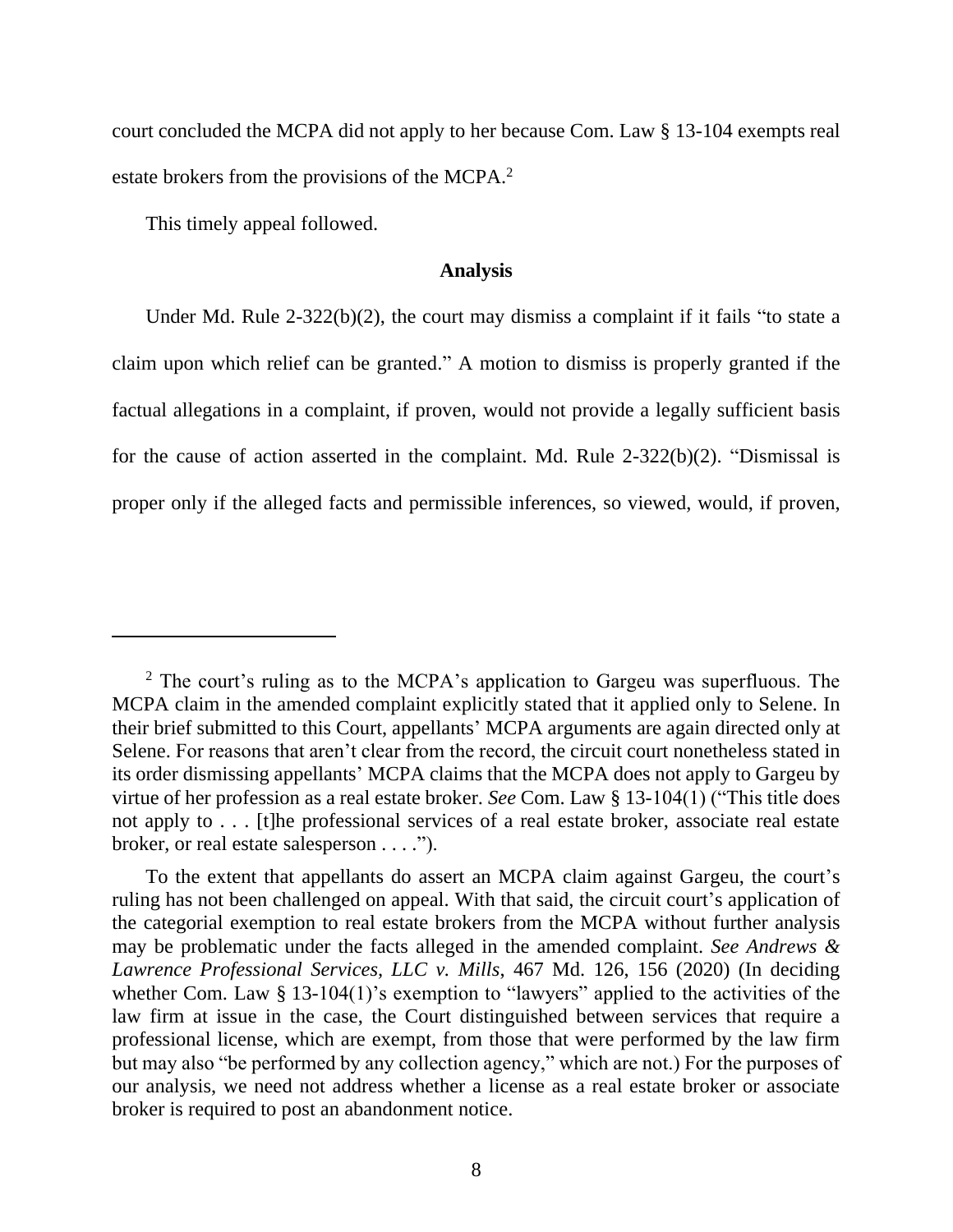court concluded the MCPA did not apply to her because Com. Law § 13-104 exempts real estate brokers from the provisions of the MCPA.[2]

This timely appeal followed.

## Analysis

Under Md. Rule 2-322(b)(2), the court may dismiss a complaint if it fails "to state a claim upon which relief can be granted." A motion to dismiss is properly granted if the factual allegations in a complaint, if proven, would not provide a legally sufficient basis for the cause of action asserted in the complaint. Md. Rule 2-322(b)(2). "Dismissal is proper only if the alleged facts and permissible inferences, so viewed, would, if proven,

---

[2] The court's ruling as to the MCPA's application to Gargeu was superfluous. The MCPA claim in the amended complaint explicitly stated that it applied only to Selene. In their brief submitted to this Court, appellants' MCPA arguments are again directed only at Selene. For reasons that aren't clear from the record, the circuit court nonetheless stated in its order dismissing appellants' MCPA claims that the MCPA does not apply to Gargeu by virtue of her profession as a real estate broker. *See* Com. Law § 13-104(1) ("This title does not apply to . . . [t]he professional services of a real estate broker, associate real estate broker, or real estate salesperson . . . .").

To the extent that appellants do assert an MCPA claim against Gargeu, the court's ruling has not been challenged on appeal. With that said, the circuit court's application of the categorial exemption to real estate brokers from the MCPA without further analysis may be problematic under the facts alleged in the amended complaint. *See Andrews & Lawrence Professional Services, LLC v. Mills*, 467 Md. 126, 156 (2020) (In deciding whether Com. Law § 13-104(1)'s exemption to "lawyers" applied to the activities of the law firm at issue in the case, the Court distinguished between services that require a professional license, which are exempt, from those that were performed by the law firm but may also "be performed by any collection agency," which are not.) For the purposes of our analysis, we need not address whether a license as a real estate broker or associate broker is required to post an abandonment notice.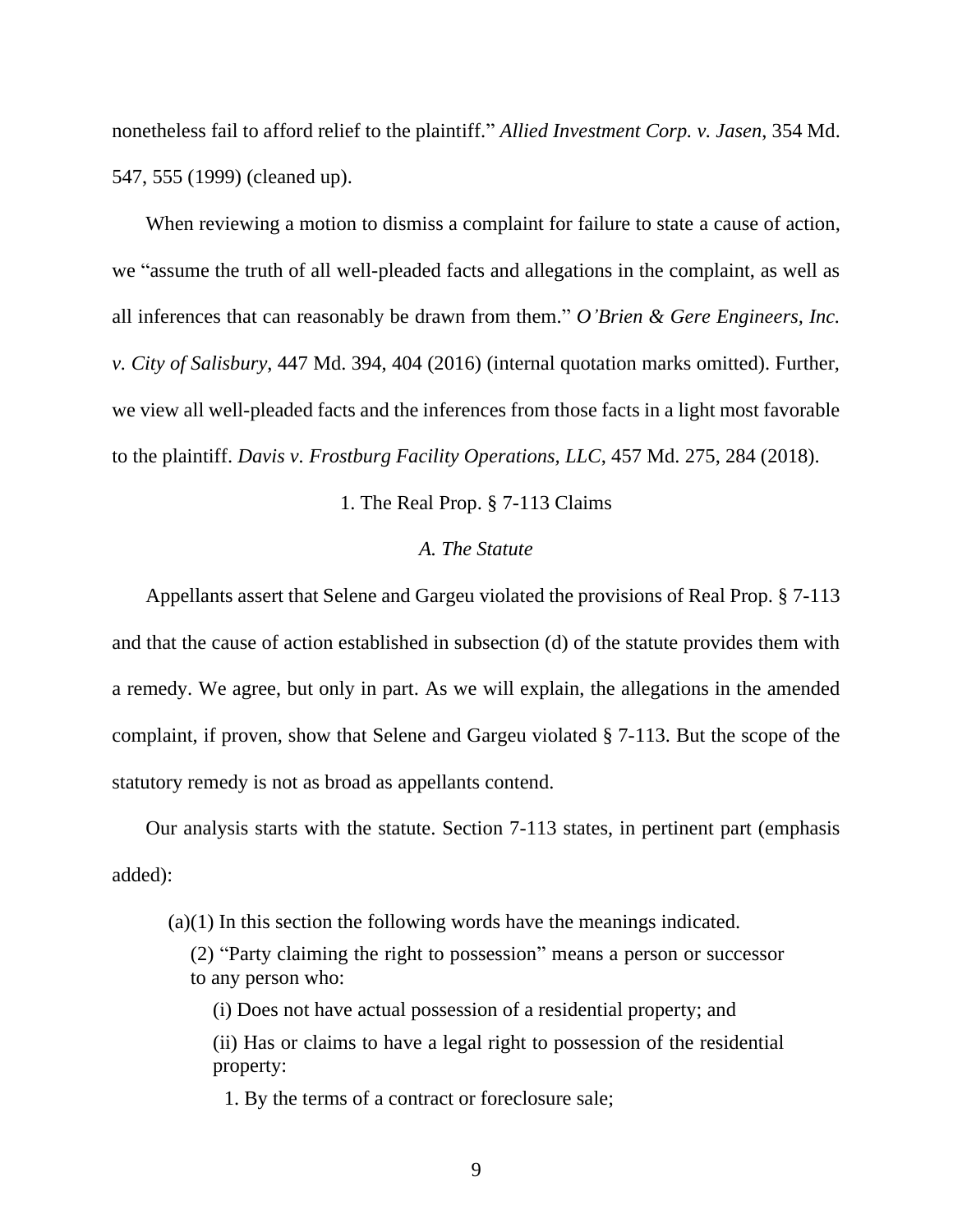nonetheless fail to afford relief to the plaintiff." *Allied Investment Corp. v. Jasen*, 354 Md. 547, 555 (1999) (cleaned up).

When reviewing a motion to dismiss a complaint for failure to state a cause of action, we "assume the truth of all well-pleaded facts and allegations in the complaint, as well as all inferences that can reasonably be drawn from them." *O'Brien & Gere Engineers, Inc. v. City of Salisbury*, 447 Md. 394, 404 (2016) (internal quotation marks omitted). Further, we view all well-pleaded facts and the inferences from those facts in a light most favorable to the plaintiff. *Davis v. Frostburg Facility Operations, LLC*, 457 Md. 275, 284 (2018).

### 1. The Real Prop. § 7-113 Claims

#### *A. The Statute*

Appellants assert that Selene and Gargeu violated the provisions of Real Prop. § 7-113 and that the cause of action established in subsection (d) of the statute provides them with a remedy. We agree, but only in part. As we will explain, the allegations in the amended complaint, if proven, show that Selene and Gargeu violated § 7-113. But the scope of the statutory remedy is not as broad as appellants contend.

Our analysis starts with the statute. Section 7-113 states, in pertinent part (emphasis added):

> (a)(1) In this section the following words have the meanings indicated.
>
> (2) "Party claiming the right to possession" means a person or successor to any person who:
>
> (i) Does not have actual possession of a residential property; and
>
> (ii) Has or claims to have a legal right to possession of the residential property:
>
> 1. By the terms of a contract or foreclosure sale;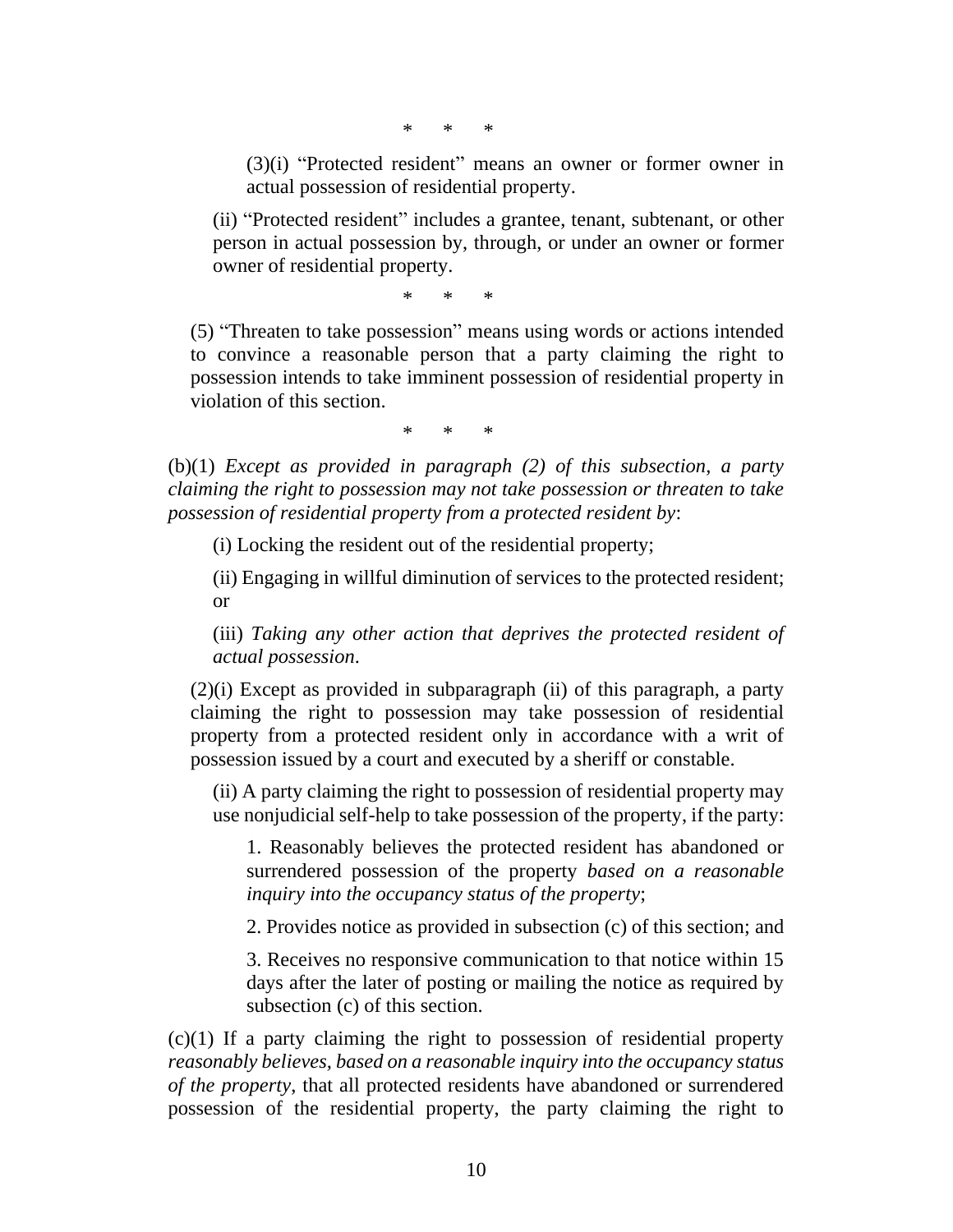\*   \*   \*

(3)(i) "Protected resident" means an owner or former owner in actual possession of residential property.

(ii) "Protected resident" includes a grantee, tenant, subtenant, or other person in actual possession by, through, or under an owner or former owner of residential property.

\*   \*   \*

(5) "Threaten to take possession" means using words or actions intended to convince a reasonable person that a party claiming the right to possession intends to take imminent possession of residential property in violation of this section.

\*   \*   \*

(b)(1) *Except as provided in paragraph (2) of this subsection, a party claiming the right to possession may not take possession or threaten to take possession of residential property from a protected resident by*:

(i) Locking the resident out of the residential property;

(ii) Engaging in willful diminution of services to the protected resident; or

(iii) *Taking any other action that deprives the protected resident of actual possession*.

(2)(i) Except as provided in subparagraph (ii) of this paragraph, a party claiming the right to possession may take possession of residential property from a protected resident only in accordance with a writ of possession issued by a court and executed by a sheriff or constable.

(ii) A party claiming the right to possession of residential property may use nonjudicial self-help to take possession of the property, if the party:

1. Reasonably believes the protected resident has abandoned or surrendered possession of the property *based on a reasonable inquiry into the occupancy status of the property*;

2. Provides notice as provided in subsection (c) of this section; and

3. Receives no responsive communication to that notice within 15 days after the later of posting or mailing the notice as required by subsection (c) of this section.

(c)(1) If a party claiming the right to possession of residential property *reasonably believes, based on a reasonable inquiry into the occupancy status of the property*, that all protected residents have abandoned or surrendered possession of the residential property, the party claiming the right to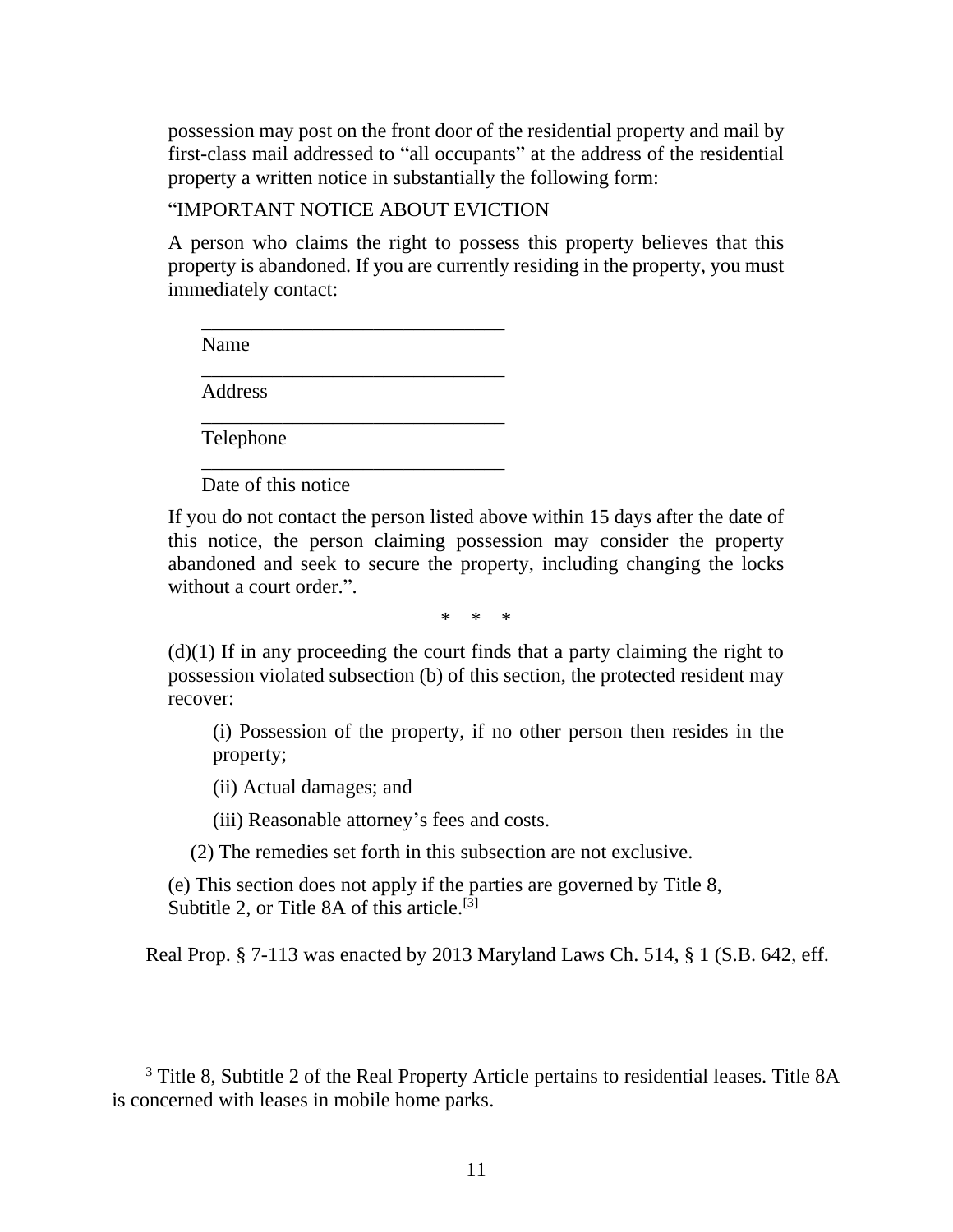possession may post on the front door of the residential property and mail by first-class mail addressed to "all occupants" at the address of the residential property a written notice in substantially the following form:

> "IMPORTANT NOTICE ABOUT EVICTION
>
> A person who claims the right to possess this property believes that this property is abandoned. If you are currently residing in the property, you must immediately contact:
>
> ______________________________
> Name
>
> ______________________________
> Address
>
> ______________________________
> Telephone
>
> ______________________________
> Date of this notice
>
> If you do not contact the person listed above within 15 days after the date of this notice, the person claiming possession may consider the property abandoned and seek to secure the property, including changing the locks without a court order.".
>
> \* \* \*
>
> (d)(1) If in any proceeding the court finds that a party claiming the right to possession violated subsection (b) of this section, the protected resident may recover:
>
> (i) Possession of the property, if no other person then resides in the property;
>
> (ii) Actual damages; and
>
> (iii) Reasonable attorney's fees and costs.
>
> (2) The remedies set forth in this subsection are not exclusive.
>
> (e) This section does not apply if the parties are governed by Title 8, Subtitle 2, or Title 8A of this article.[3]

Real Prop. § 7-113 was enacted by 2013 Maryland Laws Ch. 514, § 1 (S.B. 642, eff.

---

[3] Title 8, Subtitle 2 of the Real Property Article pertains to residential leases. Title 8A is concerned with leases in mobile home parks.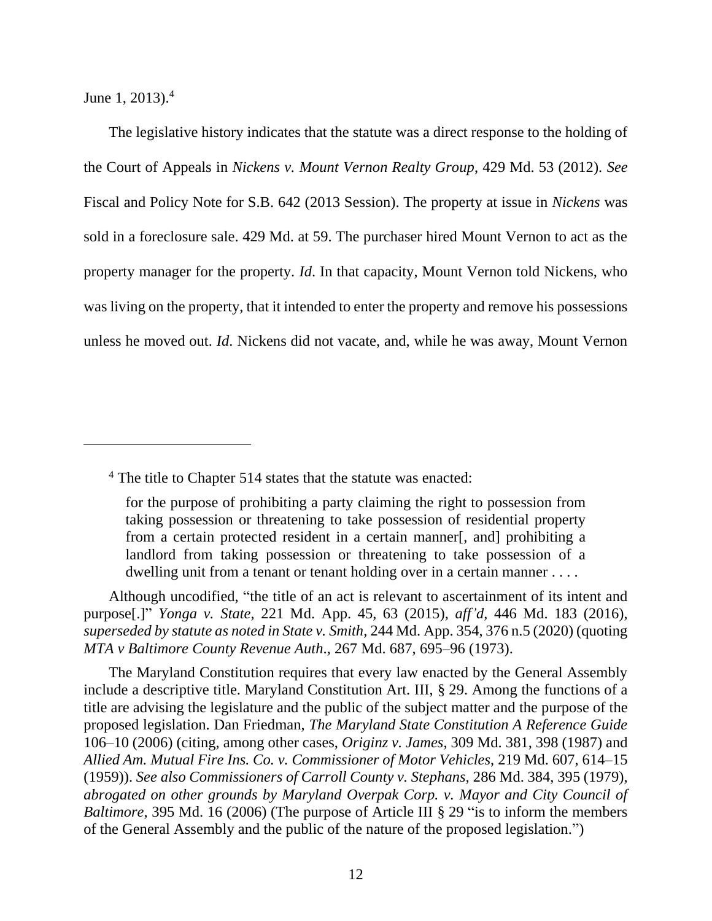June 1, 2013).[4]

The legislative history indicates that the statute was a direct response to the holding of the Court of Appeals in *Nickens v. Mount Vernon Realty Group*, 429 Md. 53 (2012). *See* Fiscal and Policy Note for S.B. 642 (2013 Session). The property at issue in *Nickens* was sold in a foreclosure sale. 429 Md. at 59. The purchaser hired Mount Vernon to act as the property manager for the property. *Id*. In that capacity, Mount Vernon told Nickens, who was living on the property, that it intended to enter the property and remove his possessions unless he moved out. *Id*. Nickens did not vacate, and, while he was away, Mount Vernon

---

[4] The title to Chapter 514 states that the statute was enacted:

> for the purpose of prohibiting a party claiming the right to possession from taking possession or threatening to take possession of residential property from a certain protected resident in a certain manner[, and] prohibiting a landlord from taking possession or threatening to take possession of a dwelling unit from a tenant or tenant holding over in a certain manner . . . .

Although uncodified, "the title of an act is relevant to ascertainment of its intent and purpose[.]" *Yonga v. State*, 221 Md. App. 45, 63 (2015), *aff'd*, 446 Md. 183 (2016), *superseded by statute as noted in State v. Smith*, 244 Md. App. 354, 376 n.5 (2020) (quoting *MTA v Baltimore County Revenue Auth*., 267 Md. 687, 695–96 (1973).

The Maryland Constitution requires that every law enacted by the General Assembly include a descriptive title. Maryland Constitution Art. III, § 29. Among the functions of a title are advising the legislature and the public of the subject matter and the purpose of the proposed legislation. Dan Friedman, *The Maryland State Constitution A Reference Guide* 106–10 (2006) (citing, among other cases, *Originz v. James*, 309 Md. 381, 398 (1987) and *Allied Am. Mutual Fire Ins. Co. v. Commissioner of Motor Vehicles*, 219 Md. 607, 614–15 (1959)). *See also Commissioners of Carroll County v. Stephans*, 286 Md. 384, 395 (1979), *abrogated on other grounds by Maryland Overpak Corp. v. Mayor and City Council of Baltimore*, 395 Md. 16 (2006) (The purpose of Article III § 29 "is to inform the members of the General Assembly and the public of the nature of the proposed legislation.")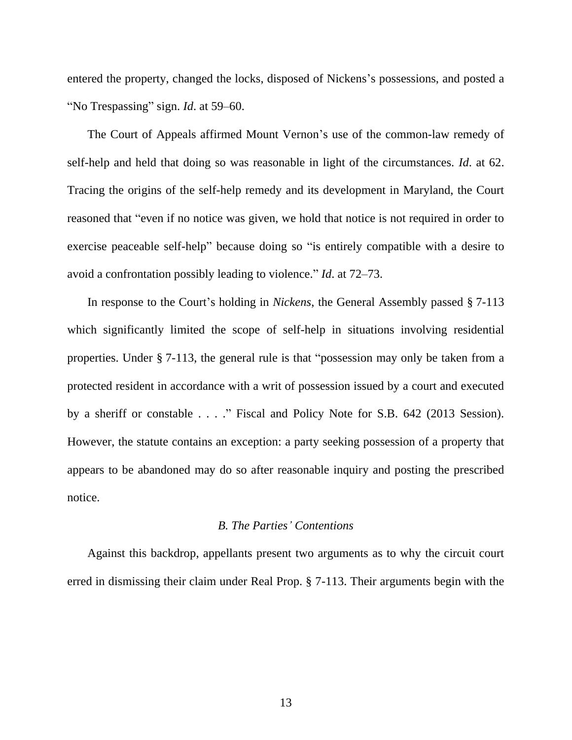entered the property, changed the locks, disposed of Nickens's possessions, and posted a "No Trespassing" sign. *Id*. at 59–60.

The Court of Appeals affirmed Mount Vernon's use of the common-law remedy of self-help and held that doing so was reasonable in light of the circumstances. *Id*. at 62. Tracing the origins of the self-help remedy and its development in Maryland, the Court reasoned that "even if no notice was given, we hold that notice is not required in order to exercise peaceable self-help" because doing so "is entirely compatible with a desire to avoid a confrontation possibly leading to violence." *Id*. at 72–73.

In response to the Court's holding in *Nickens*, the General Assembly passed § 7-113 which significantly limited the scope of self-help in situations involving residential properties. Under § 7-113, the general rule is that "possession may only be taken from a protected resident in accordance with a writ of possession issued by a court and executed by a sheriff or constable . . . ." Fiscal and Policy Note for S.B. 642 (2013 Session). However, the statute contains an exception: a party seeking possession of a property that appears to be abandoned may do so after reasonable inquiry and posting the prescribed notice.

### *B. The Parties' Contentions*

Against this backdrop, appellants present two arguments as to why the circuit court erred in dismissing their claim under Real Prop. § 7-113. Their arguments begin with the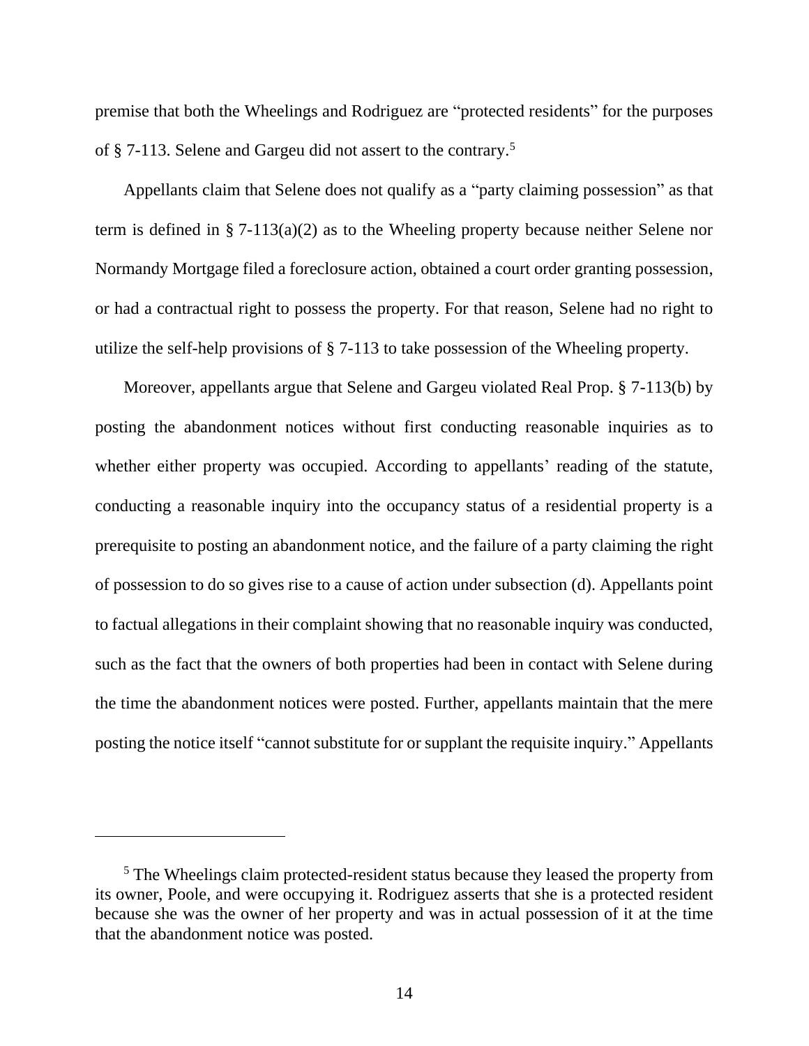premise that both the Wheelings and Rodriguez are "protected residents" for the purposes of § 7-113. Selene and Gargeu did not assert to the contrary.[5]

Appellants claim that Selene does not qualify as a "party claiming possession" as that term is defined in § 7-113(a)(2) as to the Wheeling property because neither Selene nor Normandy Mortgage filed a foreclosure action, obtained a court order granting possession, or had a contractual right to possess the property. For that reason, Selene had no right to utilize the self-help provisions of § 7-113 to take possession of the Wheeling property.

Moreover, appellants argue that Selene and Gargeu violated Real Prop. § 7-113(b) by posting the abandonment notices without first conducting reasonable inquiries as to whether either property was occupied. According to appellants' reading of the statute, conducting a reasonable inquiry into the occupancy status of a residential property is a prerequisite to posting an abandonment notice, and the failure of a party claiming the right of possession to do so gives rise to a cause of action under subsection (d). Appellants point to factual allegations in their complaint showing that no reasonable inquiry was conducted, such as the fact that the owners of both properties had been in contact with Selene during the time the abandonment notices were posted. Further, appellants maintain that the mere posting the notice itself "cannot substitute for or supplant the requisite inquiry." Appellants

---

[5] The Wheelings claim protected-resident status because they leased the property from its owner, Poole, and were occupying it. Rodriguez asserts that she is a protected resident because she was the owner of her property and was in actual possession of it at the time that the abandonment notice was posted.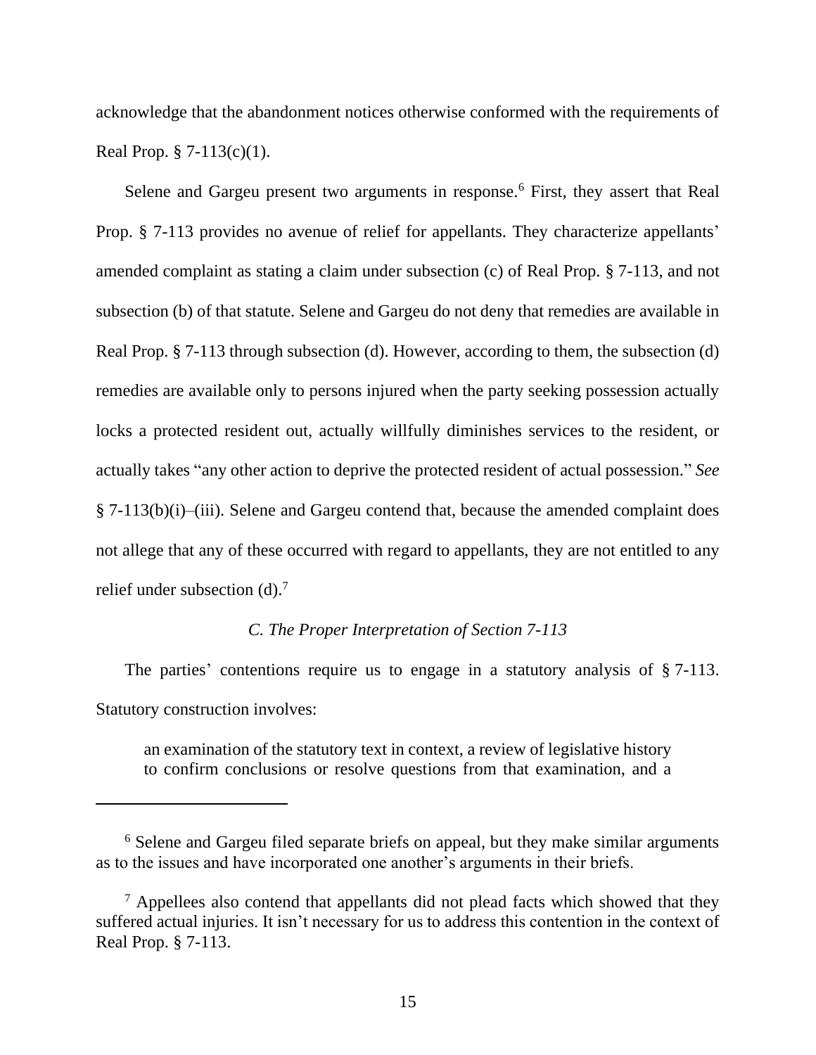acknowledge that the abandonment notices otherwise conformed with the requirements of Real Prop. § 7-113(c)(1).

Selene and Gargeu present two arguments in response.[6] First, they assert that Real Prop. § 7-113 provides no avenue of relief for appellants. They characterize appellants' amended complaint as stating a claim under subsection (c) of Real Prop. § 7-113, and not subsection (b) of that statute. Selene and Gargeu do not deny that remedies are available in Real Prop. § 7-113 through subsection (d). However, according to them, the subsection (d) remedies are available only to persons injured when the party seeking possession actually locks a protected resident out, actually willfully diminishes services to the resident, or actually takes "any other action to deprive the protected resident of actual possession." *See* § 7-113(b)(i)–(iii). Selene and Gargeu contend that, because the amended complaint does not allege that any of these occurred with regard to appellants, they are not entitled to any relief under subsection (d).[7]

### *C. The Proper Interpretation of Section 7-113*

The parties' contentions require us to engage in a statutory analysis of § 7-113. Statutory construction involves:

> an examination of the statutory text in context, a review of legislative history to confirm conclusions or resolve questions from that examination, and a

---

[6] Selene and Gargeu filed separate briefs on appeal, but they make similar arguments as to the issues and have incorporated one another's arguments in their briefs.

[7] Appellees also contend that appellants did not plead facts which showed that they suffered actual injuries. It isn't necessary for us to address this contention in the context of Real Prop. § 7-113.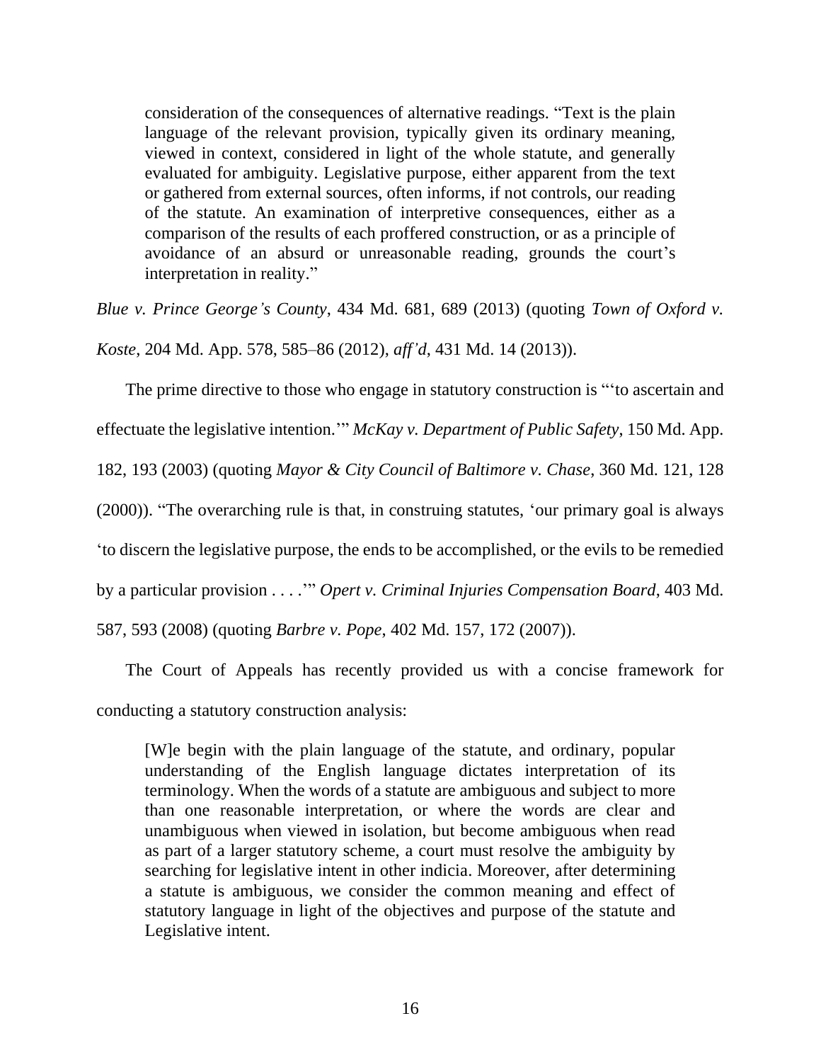> consideration of the consequences of alternative readings. "Text is the plain language of the relevant provision, typically given its ordinary meaning, viewed in context, considered in light of the whole statute, and generally evaluated for ambiguity. Legislative purpose, either apparent from the text or gathered from external sources, often informs, if not controls, our reading of the statute. An examination of interpretive consequences, either as a comparison of the results of each proffered construction, or as a principle of avoidance of an absurd or unreasonable reading, grounds the court's interpretation in reality."

*Blue v. Prince George's County*, 434 Md. 681, 689 (2013) (quoting *Town of Oxford v. Koste*, 204 Md. App. 578, 585–86 (2012), *aff'd*, 431 Md. 14 (2013)).

The prime directive to those who engage in statutory construction is "'to ascertain and effectuate the legislative intention.'" *McKay v. Department of Public Safety*, 150 Md. App. 182, 193 (2003) (quoting *Mayor & City Council of Baltimore v. Chase*, 360 Md. 121, 128 (2000)). "The overarching rule is that, in construing statutes, 'our primary goal is always 'to discern the legislative purpose, the ends to be accomplished, or the evils to be remedied by a particular provision . . . .'" *Opert v. Criminal Injuries Compensation Board*, 403 Md. 587, 593 (2008) (quoting *Barbre v. Pope*, 402 Md. 157, 172 (2007)).

The Court of Appeals has recently provided us with a concise framework for conducting a statutory construction analysis:

> [W]e begin with the plain language of the statute, and ordinary, popular understanding of the English language dictates interpretation of its terminology. When the words of a statute are ambiguous and subject to more than one reasonable interpretation, or where the words are clear and unambiguous when viewed in isolation, but become ambiguous when read as part of a larger statutory scheme, a court must resolve the ambiguity by searching for legislative intent in other indicia. Moreover, after determining a statute is ambiguous, we consider the common meaning and effect of statutory language in light of the objectives and purpose of the statute and Legislative intent.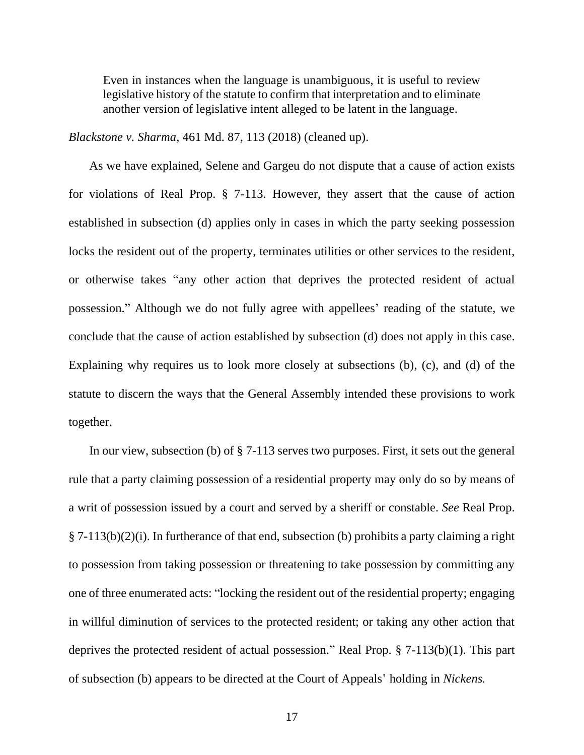> Even in instances when the language is unambiguous, it is useful to review legislative history of the statute to confirm that interpretation and to eliminate another version of legislative intent alleged to be latent in the language.

*Blackstone v. Sharma*, 461 Md. 87, 113 (2018) (cleaned up).

As we have explained, Selene and Gargeu do not dispute that a cause of action exists for violations of Real Prop. § 7-113. However, they assert that the cause of action established in subsection (d) applies only in cases in which the party seeking possession locks the resident out of the property, terminates utilities or other services to the resident, or otherwise takes "any other action that deprives the protected resident of actual possession." Although we do not fully agree with appellees' reading of the statute, we conclude that the cause of action established by subsection (d) does not apply in this case. Explaining why requires us to look more closely at subsections (b), (c), and (d) of the statute to discern the ways that the General Assembly intended these provisions to work together.

In our view, subsection (b) of § 7-113 serves two purposes. First, it sets out the general rule that a party claiming possession of a residential property may only do so by means of a writ of possession issued by a court and served by a sheriff or constable. *See* Real Prop. § 7-113(b)(2)(i). In furtherance of that end, subsection (b) prohibits a party claiming a right to possession from taking possession or threatening to take possession by committing any one of three enumerated acts: "locking the resident out of the residential property; engaging in willful diminution of services to the protected resident; or taking any other action that deprives the protected resident of actual possession." Real Prop. § 7-113(b)(1). This part of subsection (b) appears to be directed at the Court of Appeals' holding in *Nickens.*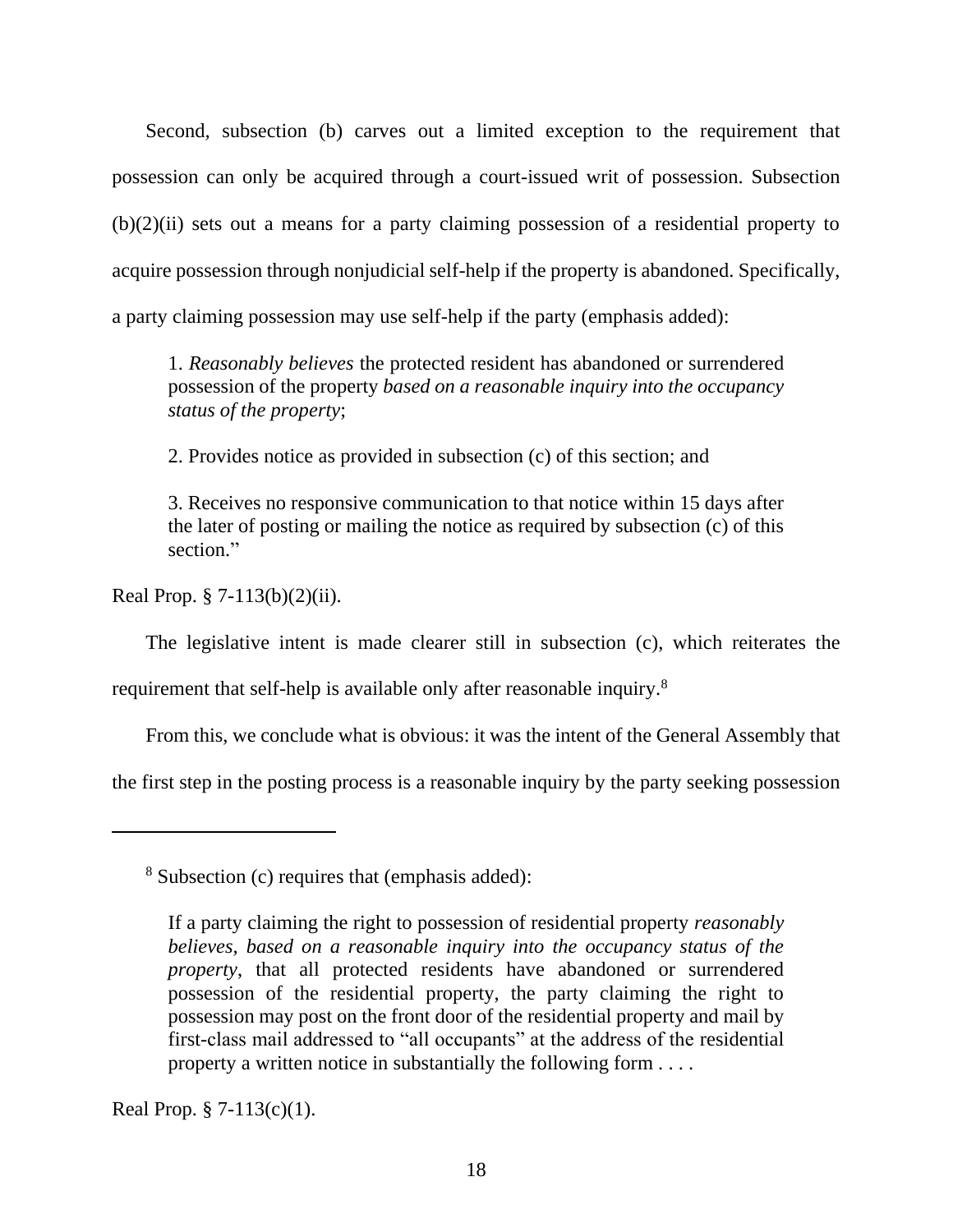Second, subsection (b) carves out a limited exception to the requirement that possession can only be acquired through a court-issued writ of possession. Subsection (b)(2)(ii) sets out a means for a party claiming possession of a residential property to acquire possession through nonjudicial self-help if the property is abandoned. Specifically, a party claiming possession may use self-help if the party (emphasis added):

> 1. *Reasonably believes* the protected resident has abandoned or surrendered possession of the property *based on a reasonable inquiry into the occupancy status of the property*;
>
> 2. Provides notice as provided in subsection (c) of this section; and
>
> 3. Receives no responsive communication to that notice within 15 days after the later of posting or mailing the notice as required by subsection (c) of this section."

Real Prop. § 7-113(b)(2)(ii).

The legislative intent is made clearer still in subsection (c), which reiterates the requirement that self-help is available only after reasonable inquiry.[8]

From this, we conclude what is obvious: it was the intent of the General Assembly that the first step in the posting process is a reasonable inquiry by the party seeking possession

---

[8] Subsection (c) requires that (emphasis added):

> If a party claiming the right to possession of residential property *reasonably believes, based on a reasonable inquiry into the occupancy status of the property*, that all protected residents have abandoned or surrendered possession of the residential property, the party claiming the right to possession may post on the front door of the residential property and mail by first-class mail addressed to "all occupants" at the address of the residential property a written notice in substantially the following form . . . .

Real Prop. § 7-113(c)(1).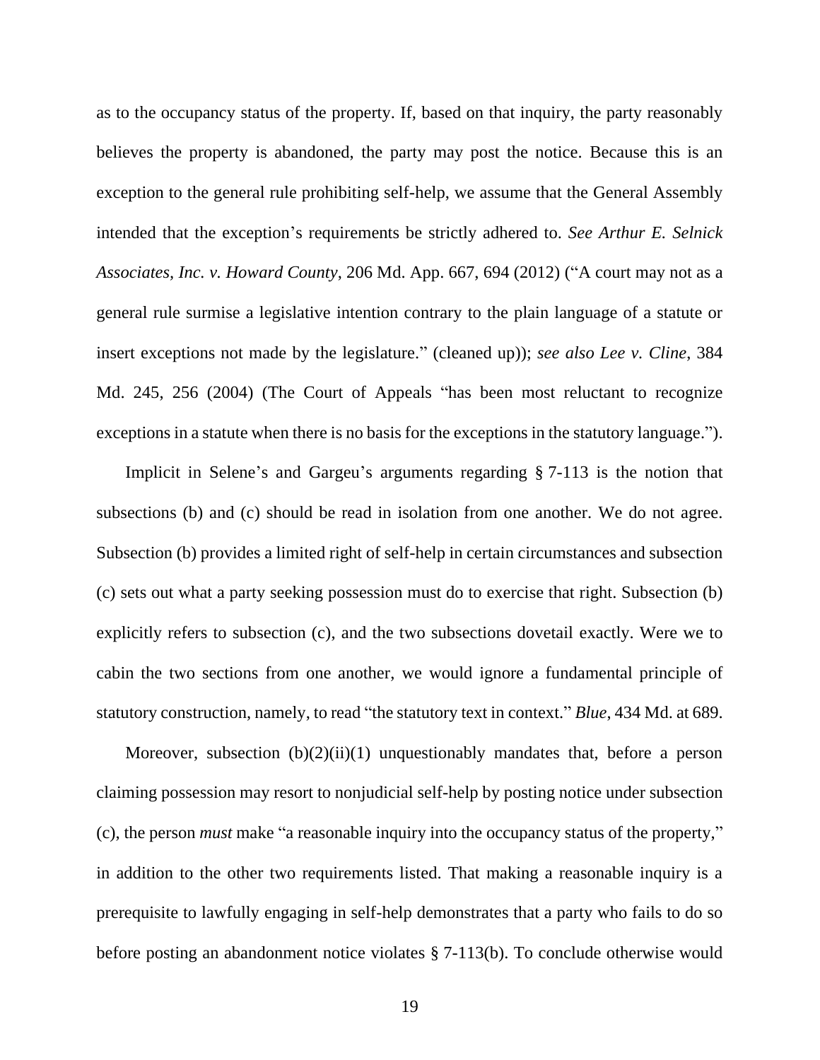as to the occupancy status of the property. If, based on that inquiry, the party reasonably believes the property is abandoned, the party may post the notice. Because this is an exception to the general rule prohibiting self-help, we assume that the General Assembly intended that the exception's requirements be strictly adhered to. *See Arthur E. Selnick Associates, Inc. v. Howard County*, 206 Md. App. 667, 694 (2012) ("A court may not as a general rule surmise a legislative intention contrary to the plain language of a statute or insert exceptions not made by the legislature." (cleaned up)); *see also Lee v. Cline*, 384 Md. 245, 256 (2004) (The Court of Appeals "has been most reluctant to recognize exceptions in a statute when there is no basis for the exceptions in the statutory language.").

Implicit in Selene's and Gargeu's arguments regarding § 7-113 is the notion that subsections (b) and (c) should be read in isolation from one another. We do not agree. Subsection (b) provides a limited right of self-help in certain circumstances and subsection (c) sets out what a party seeking possession must do to exercise that right. Subsection (b) explicitly refers to subsection (c), and the two subsections dovetail exactly. Were we to cabin the two sections from one another, we would ignore a fundamental principle of statutory construction, namely, to read "the statutory text in context." *Blue*, 434 Md. at 689.

Moreover, subsection (b)(2)(ii)(1) unquestionably mandates that, before a person claiming possession may resort to nonjudicial self-help by posting notice under subsection (c), the person *must* make "a reasonable inquiry into the occupancy status of the property," in addition to the other two requirements listed. That making a reasonable inquiry is a prerequisite to lawfully engaging in self-help demonstrates that a party who fails to do so before posting an abandonment notice violates § 7-113(b). To conclude otherwise would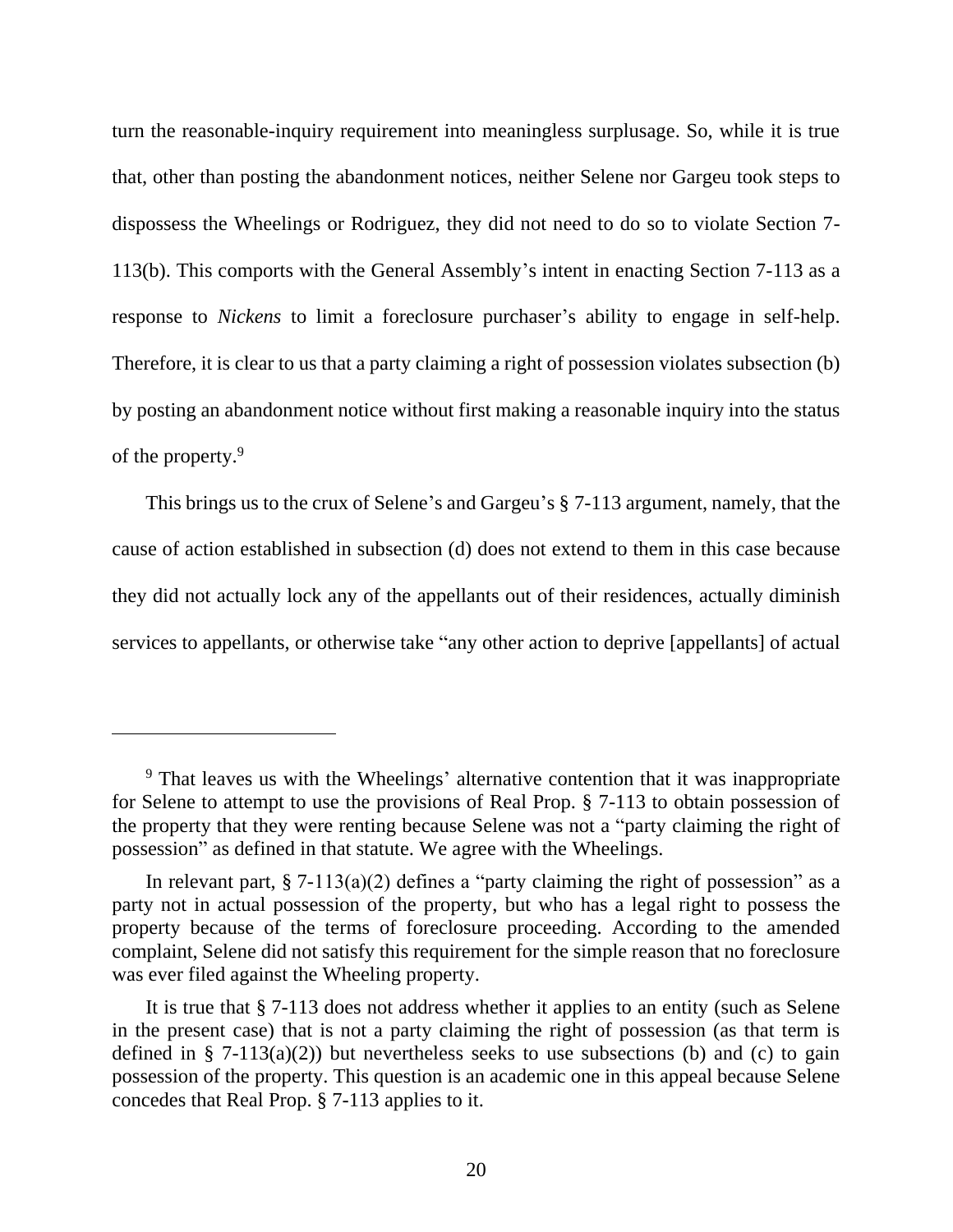turn the reasonable-inquiry requirement into meaningless surplusage. So, while it is true that, other than posting the abandonment notices, neither Selene nor Gargeu took steps to dispossess the Wheelings or Rodriguez, they did not need to do so to violate Section 7-113(b). This comports with the General Assembly's intent in enacting Section 7-113 as a response to *Nickens* to limit a foreclosure purchaser's ability to engage in self-help. Therefore, it is clear to us that a party claiming a right of possession violates subsection (b) by posting an abandonment notice without first making a reasonable inquiry into the status of the property.[9]

This brings us to the crux of Selene's and Gargeu's § 7-113 argument, namely, that the cause of action established in subsection (d) does not extend to them in this case because they did not actually lock any of the appellants out of their residences, actually diminish services to appellants, or otherwise take "any other action to deprive [appellants] of actual

---

[9] That leaves us with the Wheelings' alternative contention that it was inappropriate for Selene to attempt to use the provisions of Real Prop. § 7-113 to obtain possession of the property that they were renting because Selene was not a "party claiming the right of possession" as defined in that statute. We agree with the Wheelings.

In relevant part, § 7-113(a)(2) defines a "party claiming the right of possession" as a party not in actual possession of the property, but who has a legal right to possess the property because of the terms of foreclosure proceeding. According to the amended complaint, Selene did not satisfy this requirement for the simple reason that no foreclosure was ever filed against the Wheeling property.

It is true that § 7-113 does not address whether it applies to an entity (such as Selene in the present case) that is not a party claiming the right of possession (as that term is defined in § 7-113(a)(2)) but nevertheless seeks to use subsections (b) and (c) to gain possession of the property. This question is an academic one in this appeal because Selene concedes that Real Prop. § 7-113 applies to it.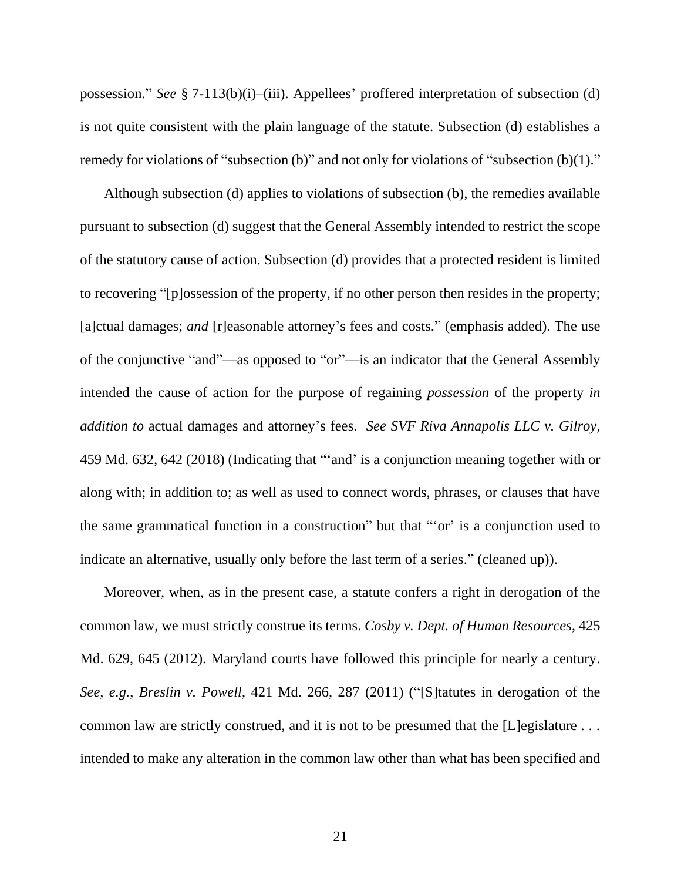possession." *See* § 7-113(b)(i)–(iii). Appellees' proffered interpretation of subsection (d) is not quite consistent with the plain language of the statute. Subsection (d) establishes a remedy for violations of "subsection (b)" and not only for violations of "subsection (b)(1)."

Although subsection (d) applies to violations of subsection (b), the remedies available pursuant to subsection (d) suggest that the General Assembly intended to restrict the scope of the statutory cause of action. Subsection (d) provides that a protected resident is limited to recovering "[p]ossession of the property, if no other person then resides in the property; [a]ctual damages; *and* [r]easonable attorney's fees and costs." (emphasis added). The use of the conjunctive "and"—as opposed to "or"—is an indicator that the General Assembly intended the cause of action for the purpose of regaining *possession* of the property *in addition to* actual damages and attorney's fees. *See SVF Riva Annapolis LLC v. Gilroy*, 459 Md. 632, 642 (2018) (Indicating that "'and' is a conjunction meaning together with or along with; in addition to; as well as used to connect words, phrases, or clauses that have the same grammatical function in a construction" but that "'or' is a conjunction used to indicate an alternative, usually only before the last term of a series." (cleaned up)).

Moreover, when, as in the present case, a statute confers a right in derogation of the common law, we must strictly construe its terms. *Cosby v. Dept. of Human Resources*, 425 Md. 629, 645 (2012). Maryland courts have followed this principle for nearly a century. *See, e.g.*, *Breslin v. Powell*, 421 Md. 266, 287 (2011) ("[S]tatutes in derogation of the common law are strictly construed, and it is not to be presumed that the [L]egislature . . . intended to make any alteration in the common law other than what has been specified and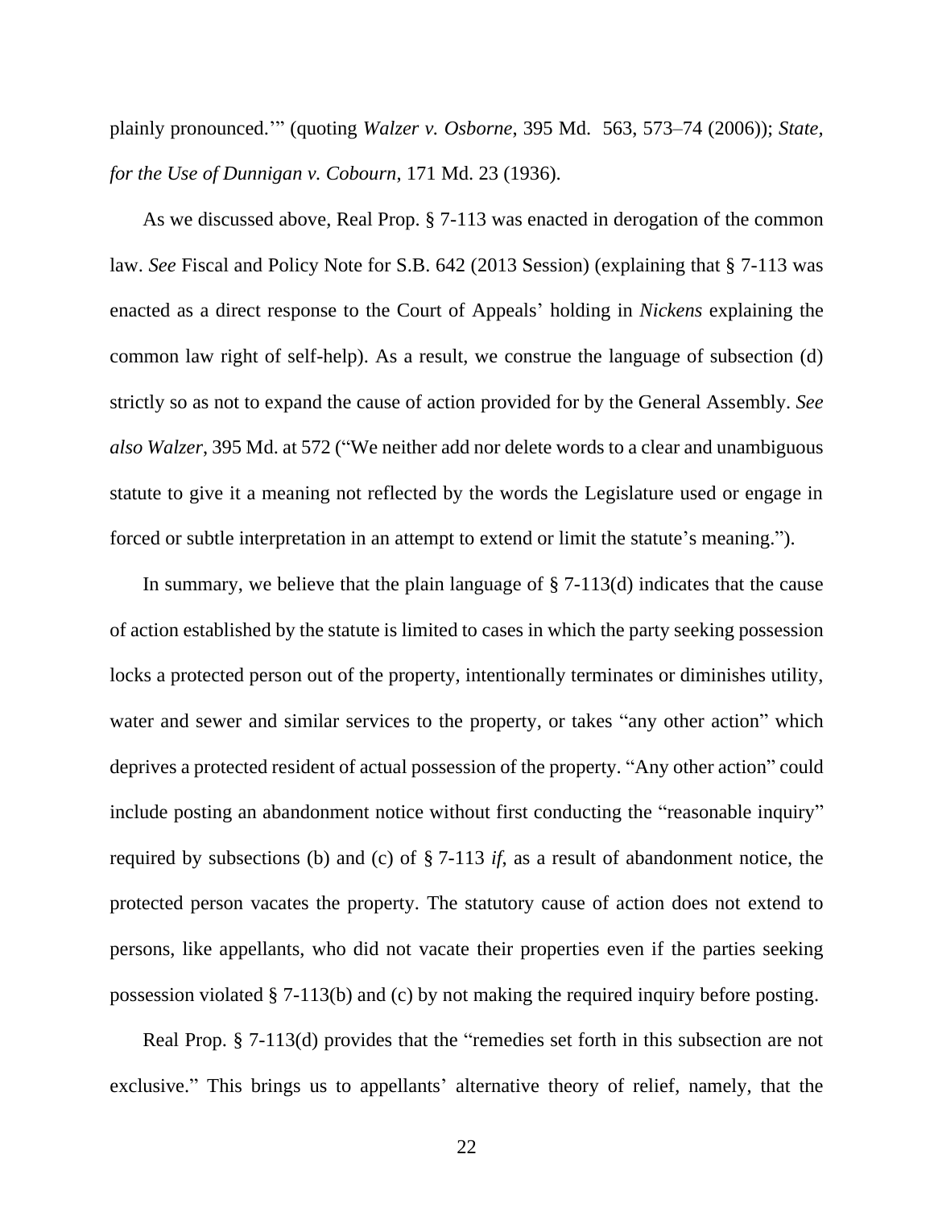plainly pronounced.'" (quoting *Walzer v. Osborne*, 395 Md. 563, 573–74 (2006)); *State, for the Use of Dunnigan v. Cobourn*, 171 Md. 23 (1936).

As we discussed above, Real Prop. § 7-113 was enacted in derogation of the common law. *See* Fiscal and Policy Note for S.B. 642 (2013 Session) (explaining that § 7-113 was enacted as a direct response to the Court of Appeals' holding in *Nickens* explaining the common law right of self-help). As a result, we construe the language of subsection (d) strictly so as not to expand the cause of action provided for by the General Assembly. *See also Walzer*, 395 Md. at 572 ("We neither add nor delete words to a clear and unambiguous statute to give it a meaning not reflected by the words the Legislature used or engage in forced or subtle interpretation in an attempt to extend or limit the statute's meaning.").

In summary, we believe that the plain language of § 7-113(d) indicates that the cause of action established by the statute is limited to cases in which the party seeking possession locks a protected person out of the property, intentionally terminates or diminishes utility, water and sewer and similar services to the property, or takes "any other action" which deprives a protected resident of actual possession of the property. "Any other action" could include posting an abandonment notice without first conducting the "reasonable inquiry" required by subsections (b) and (c) of § 7-113 *if*, as a result of abandonment notice, the protected person vacates the property. The statutory cause of action does not extend to persons, like appellants, who did not vacate their properties even if the parties seeking possession violated § 7-113(b) and (c) by not making the required inquiry before posting.

Real Prop. § 7-113(d) provides that the "remedies set forth in this subsection are not exclusive." This brings us to appellants' alternative theory of relief, namely, that the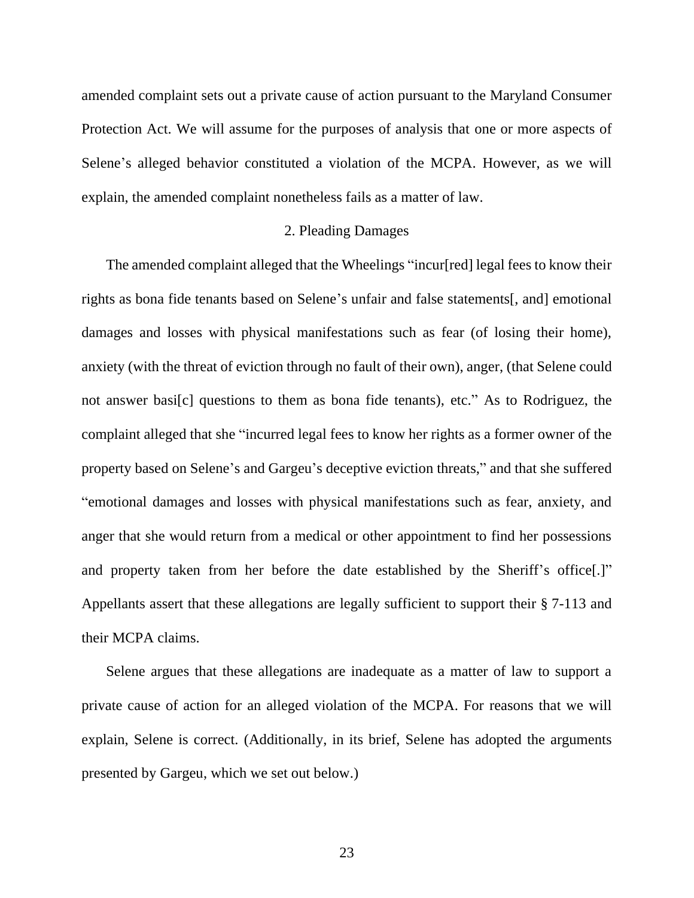amended complaint sets out a private cause of action pursuant to the Maryland Consumer Protection Act. We will assume for the purposes of analysis that one or more aspects of Selene's alleged behavior constituted a violation of the MCPA. However, as we will explain, the amended complaint nonetheless fails as a matter of law.

### 2. Pleading Damages

The amended complaint alleged that the Wheelings "incur[red] legal fees to know their rights as bona fide tenants based on Selene's unfair and false statements[, and] emotional damages and losses with physical manifestations such as fear (of losing their home), anxiety (with the threat of eviction through no fault of their own), anger, (that Selene could not answer basi[c] questions to them as bona fide tenants), etc." As to Rodriguez, the complaint alleged that she "incurred legal fees to know her rights as a former owner of the property based on Selene's and Gargeu's deceptive eviction threats," and that she suffered "emotional damages and losses with physical manifestations such as fear, anxiety, and anger that she would return from a medical or other appointment to find her possessions and property taken from her before the date established by the Sheriff's office[.]" Appellants assert that these allegations are legally sufficient to support their § 7-113 and their MCPA claims.

Selene argues that these allegations are inadequate as a matter of law to support a private cause of action for an alleged violation of the MCPA. For reasons that we will explain, Selene is correct. (Additionally, in its brief, Selene has adopted the arguments presented by Gargeu, which we set out below.)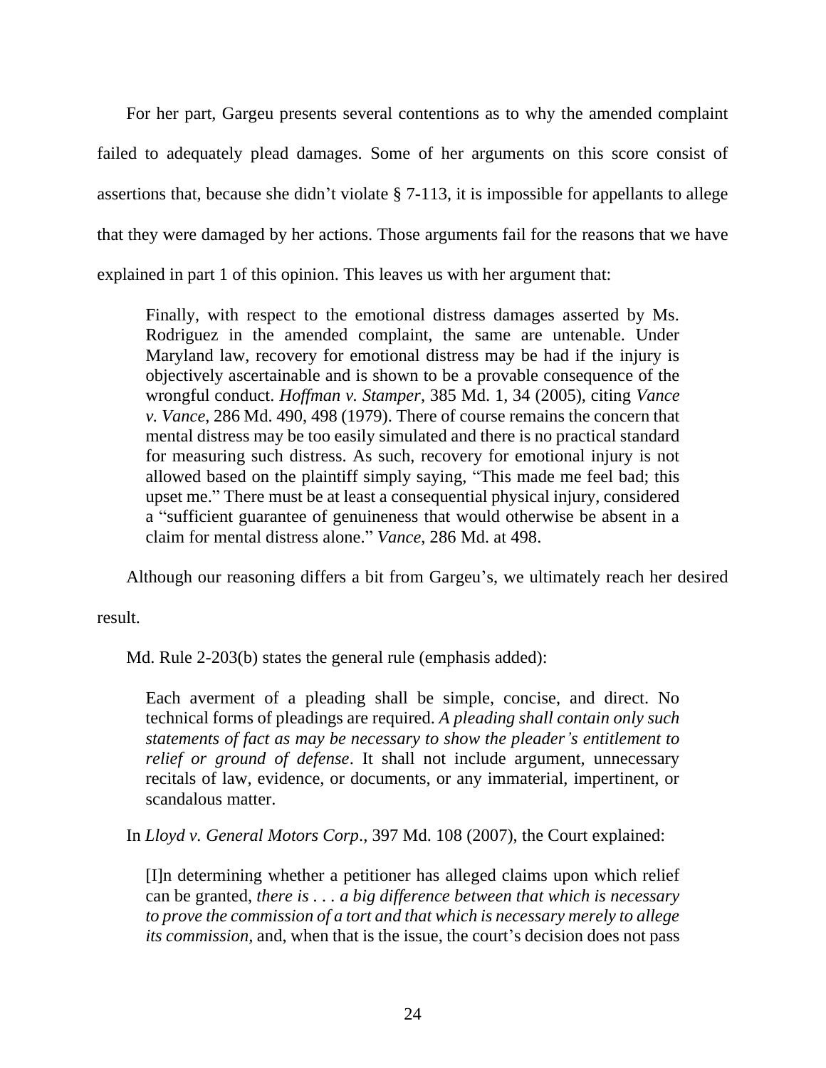For her part, Gargeu presents several contentions as to why the amended complaint failed to adequately plead damages. Some of her arguments on this score consist of assertions that, because she didn't violate § 7-113, it is impossible for appellants to allege that they were damaged by her actions. Those arguments fail for the reasons that we have explained in part 1 of this opinion. This leaves us with her argument that:

> Finally, with respect to the emotional distress damages asserted by Ms. Rodriguez in the amended complaint, the same are untenable. Under Maryland law, recovery for emotional distress may be had if the injury is objectively ascertainable and is shown to be a provable consequence of the wrongful conduct. *Hoffman v. Stamper*, 385 Md. 1, 34 (2005), citing *Vance v. Vance*, 286 Md. 490, 498 (1979). There of course remains the concern that mental distress may be too easily simulated and there is no practical standard for measuring such distress. As such, recovery for emotional injury is not allowed based on the plaintiff simply saying, "This made me feel bad; this upset me." There must be at least a consequential physical injury, considered a "sufficient guarantee of genuineness that would otherwise be absent in a claim for mental distress alone." *Vance*, 286 Md. at 498.

Although our reasoning differs a bit from Gargeu's, we ultimately reach her desired result.

Md. Rule 2-203(b) states the general rule (emphasis added):

> Each averment of a pleading shall be simple, concise, and direct. No technical forms of pleadings are required. *A pleading shall contain only such statements of fact as may be necessary to show the pleader's entitlement to relief or ground of defense*. It shall not include argument, unnecessary recitals of law, evidence, or documents, or any immaterial, impertinent, or scandalous matter.

In *Lloyd v. General Motors Corp*., 397 Md. 108 (2007), the Court explained:

> [I]n determining whether a petitioner has alleged claims upon which relief can be granted, *there is . . . a big difference between that which is necessary to prove the commission of a tort and that which is necessary merely to allege its commission*, and, when that is the issue, the court's decision does not pass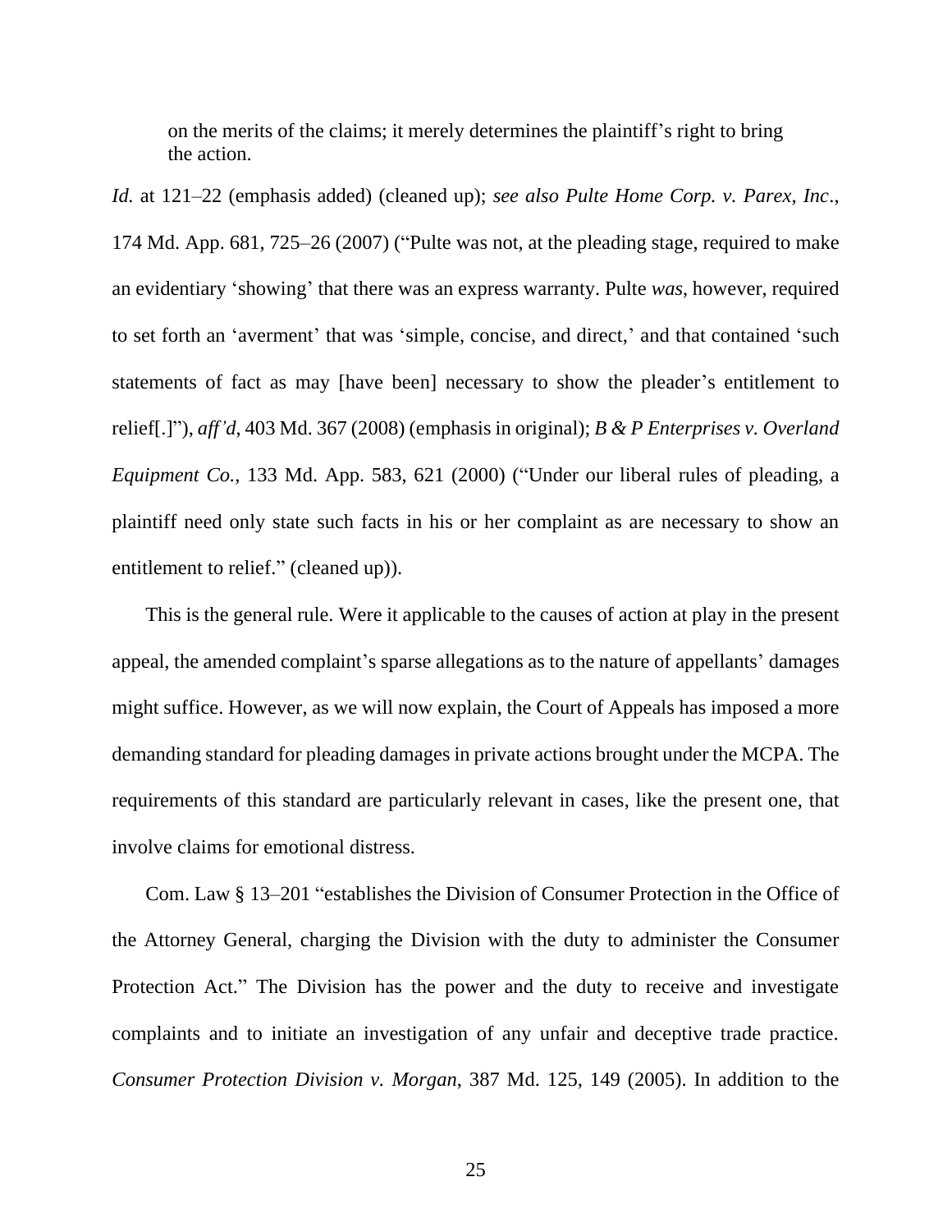> on the merits of the claims; it merely determines the plaintiff's right to bring the action.

*Id.* at 121–22 (emphasis added) (cleaned up); *see also Pulte Home Corp. v. Parex, Inc*., 174 Md. App. 681, 725–26 (2007) ("Pulte was not, at the pleading stage, required to make an evidentiary 'showing' that there was an express warranty. Pulte *was*, however, required to set forth an 'averment' that was 'simple, concise, and direct,' and that contained 'such statements of fact as may [have been] necessary to show the pleader's entitlement to relief[.]"), *aff'd*, 403 Md. 367 (2008) (emphasis in original); *B & P Enterprises v. Overland Equipment Co.*, 133 Md. App. 583, 621 (2000) ("Under our liberal rules of pleading, a plaintiff need only state such facts in his or her complaint as are necessary to show an entitlement to relief." (cleaned up)).

This is the general rule. Were it applicable to the causes of action at play in the present appeal, the amended complaint's sparse allegations as to the nature of appellants' damages might suffice. However, as we will now explain, the Court of Appeals has imposed a more demanding standard for pleading damages in private actions brought under the MCPA. The requirements of this standard are particularly relevant in cases, like the present one, that involve claims for emotional distress.

Com. Law § 13–201 "establishes the Division of Consumer Protection in the Office of the Attorney General, charging the Division with the duty to administer the Consumer Protection Act." The Division has the power and the duty to receive and investigate complaints and to initiate an investigation of any unfair and deceptive trade practice. *Consumer Protection Division v. Morgan*, 387 Md. 125, 149 (2005). In addition to the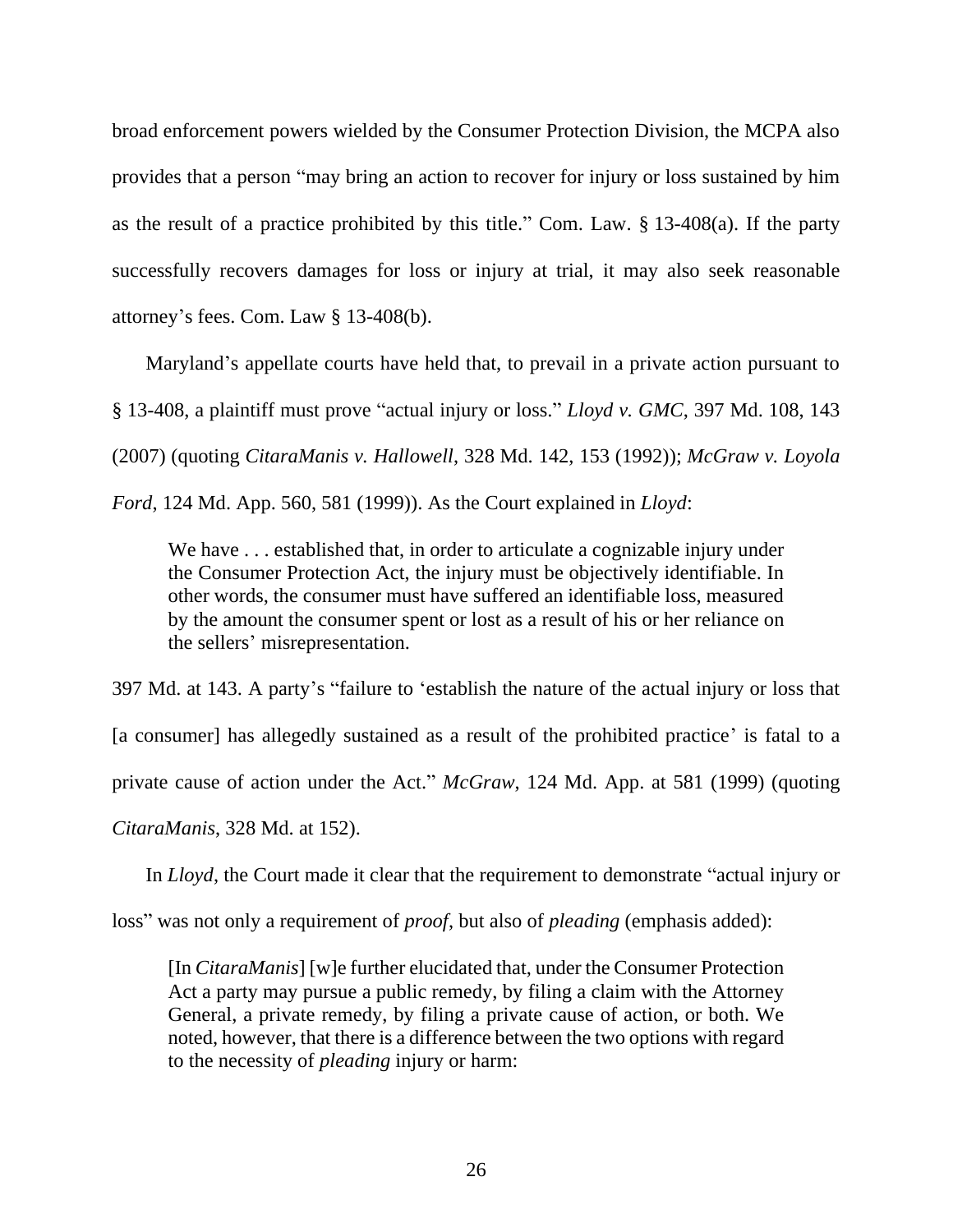broad enforcement powers wielded by the Consumer Protection Division, the MCPA also provides that a person "may bring an action to recover for injury or loss sustained by him as the result of a practice prohibited by this title." Com. Law. § 13-408(a). If the party successfully recovers damages for loss or injury at trial, it may also seek reasonable attorney's fees. Com. Law § 13-408(b).

Maryland's appellate courts have held that, to prevail in a private action pursuant to § 13-408, a plaintiff must prove "actual injury or loss." *Lloyd v. GMC*, 397 Md. 108, 143 (2007) (quoting *CitaraManis v. Hallowell*, 328 Md. 142, 153 (1992)); *McGraw v. Loyola Ford*, 124 Md. App. 560, 581 (1999)). As the Court explained in *Lloyd*:

> We have . . . established that, in order to articulate a cognizable injury under the Consumer Protection Act, the injury must be objectively identifiable. In other words, the consumer must have suffered an identifiable loss, measured by the amount the consumer spent or lost as a result of his or her reliance on the sellers' misrepresentation.

397 Md. at 143. A party's "failure to 'establish the nature of the actual injury or loss that [a consumer] has allegedly sustained as a result of the prohibited practice' is fatal to a private cause of action under the Act." *McGraw*, 124 Md. App. at 581 (1999) (quoting *CitaraManis*, 328 Md. at 152).

In *Lloyd*, the Court made it clear that the requirement to demonstrate "actual injury or loss" was not only a requirement of *proof*, but also of *pleading* (emphasis added):

> [In *CitaraManis*] [w]e further elucidated that, under the Consumer Protection Act a party may pursue a public remedy, by filing a claim with the Attorney General, a private remedy, by filing a private cause of action, or both. We noted, however, that there is a difference between the two options with regard to the necessity of *pleading* injury or harm: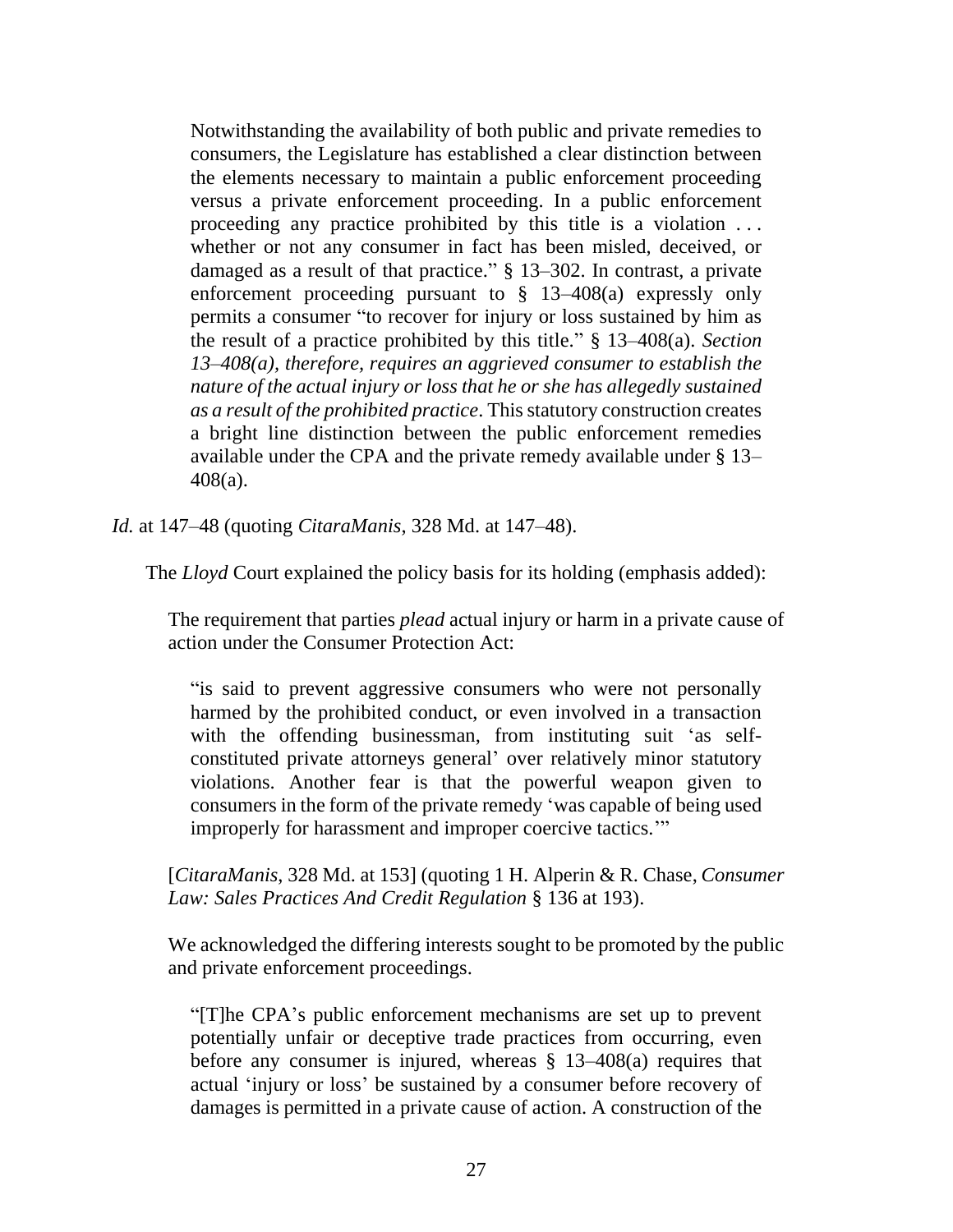> Notwithstanding the availability of both public and private remedies to consumers, the Legislature has established a clear distinction between the elements necessary to maintain a public enforcement proceeding versus a private enforcement proceeding. In a public enforcement proceeding any practice prohibited by this title is a violation . . . whether or not any consumer in fact has been misled, deceived, or damaged as a result of that practice." § 13–302. In contrast, a private enforcement proceeding pursuant to § 13–408(a) expressly only permits a consumer "to recover for injury or loss sustained by him as the result of a practice prohibited by this title." § 13–408(a). *Section 13–408(a), therefore, requires an aggrieved consumer to establish the nature of the actual injury or loss that he or she has allegedly sustained as a result of the prohibited practice*. This statutory construction creates a bright line distinction between the public enforcement remedies available under the CPA and the private remedy available under § 13–408(a).

*Id.* at 147–48 (quoting *CitaraManis*, 328 Md. at 147–48).

The *Lloyd* Court explained the policy basis for its holding (emphasis added):

> The requirement that parties *plead* actual injury or harm in a private cause of action under the Consumer Protection Act:
>
> > "is said to prevent aggressive consumers who were not personally harmed by the prohibited conduct, or even involved in a transaction with the offending businessman, from instituting suit 'as self-constituted private attorneys general' over relatively minor statutory violations. Another fear is that the powerful weapon given to consumers in the form of the private remedy 'was capable of being used improperly for harassment and improper coercive tactics.'"
>
> [*CitaraManis*, 328 Md. at 153] (quoting 1 H. Alperin & R. Chase, *Consumer Law: Sales Practices And Credit Regulation* § 136 at 193).
>
> We acknowledged the differing interests sought to be promoted by the public and private enforcement proceedings.
>
> > "[T]he CPA's public enforcement mechanisms are set up to prevent potentially unfair or deceptive trade practices from occurring, even before any consumer is injured, whereas § 13–408(a) requires that actual 'injury or loss' be sustained by a consumer before recovery of damages is permitted in a private cause of action. A construction of the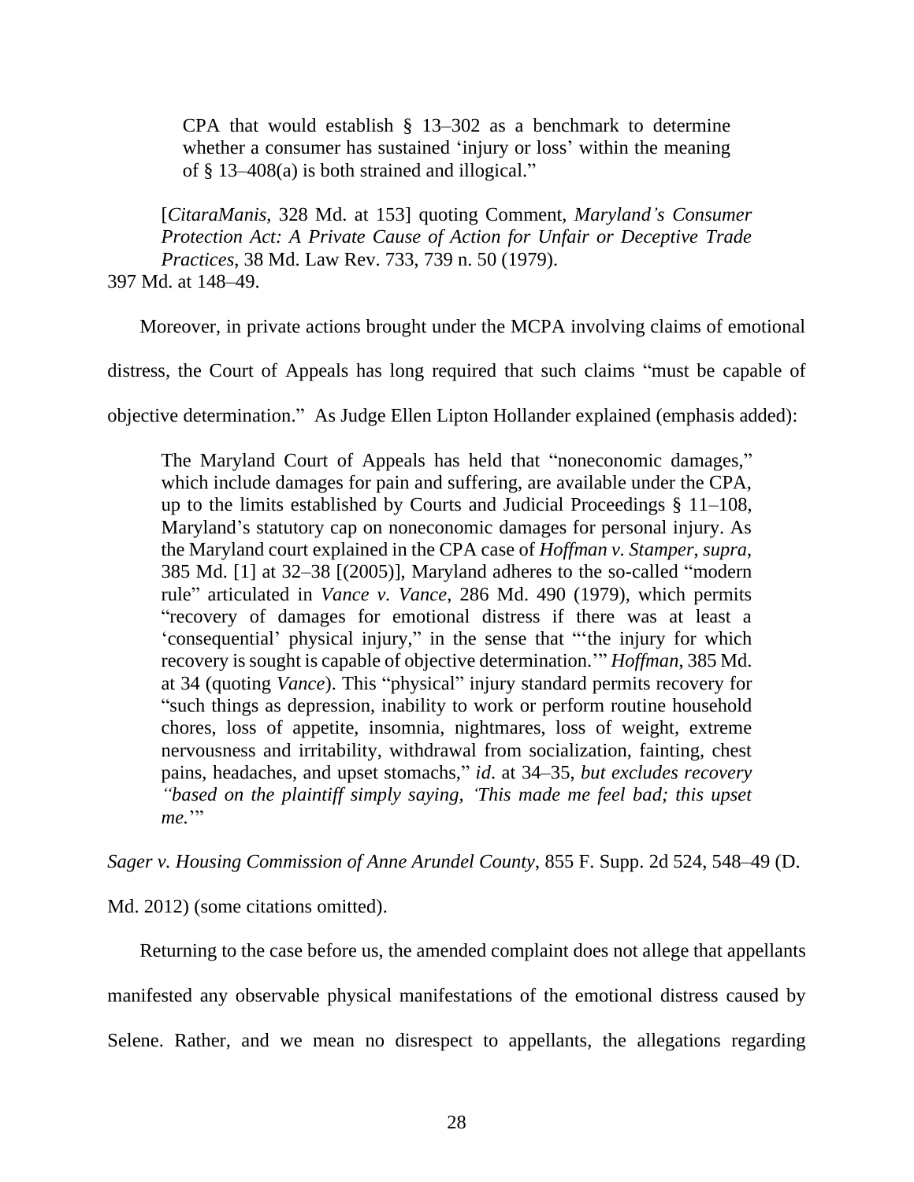> CPA that would establish § 13–302 as a benchmark to determine whether a consumer has sustained 'injury or loss' within the meaning of § 13–408(a) is both strained and illogical."
>
> [*CitaraManis*, 328 Md. at 153] quoting Comment, *Maryland's Consumer Protection Act: A Private Cause of Action for Unfair or Deceptive Trade Practices*, 38 Md. Law Rev. 733, 739 n. 50 (1979).

397 Md. at 148–49.

Moreover, in private actions brought under the MCPA involving claims of emotional distress, the Court of Appeals has long required that such claims "must be capable of objective determination." As Judge Ellen Lipton Hollander explained (emphasis added):

> The Maryland Court of Appeals has held that "noneconomic damages," which include damages for pain and suffering, are available under the CPA, up to the limits established by Courts and Judicial Proceedings § 11–108, Maryland's statutory cap on noneconomic damages for personal injury. As the Maryland court explained in the CPA case of *Hoffman v. Stamper*, *supra*, 385 Md. [1] at 32–38 [(2005)], Maryland adheres to the so-called "modern rule" articulated in *Vance v. Vance*, 286 Md. 490 (1979), which permits "recovery of damages for emotional distress if there was at least a 'consequential' physical injury," in the sense that "'the injury for which recovery is sought is capable of objective determination.'" *Hoffman*, 385 Md. at 34 (quoting *Vance*). This "physical" injury standard permits recovery for "such things as depression, inability to work or perform routine household chores, loss of appetite, insomnia, nightmares, loss of weight, extreme nervousness and irritability, withdrawal from socialization, fainting, chest pains, headaches, and upset stomachs," *id*. at 34–35, *but excludes recovery "based on the plaintiff simply saying, 'This made me feel bad; this upset me.'"*

*Sager v. Housing Commission of Anne Arundel County*, 855 F. Supp. 2d 524, 548–49 (D. Md. 2012) (some citations omitted).

Returning to the case before us, the amended complaint does not allege that appellants manifested any observable physical manifestations of the emotional distress caused by Selene. Rather, and we mean no disrespect to appellants, the allegations regarding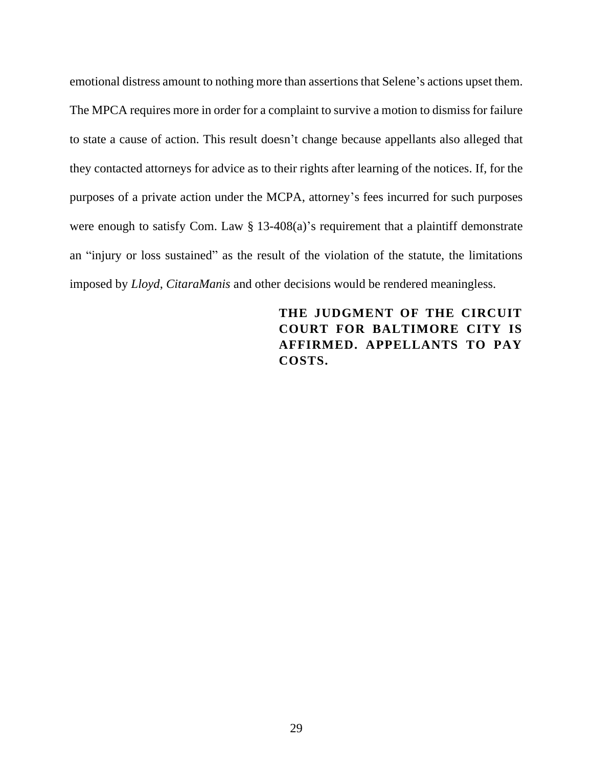emotional distress amount to nothing more than assertions that Selene's actions upset them. The MPCA requires more in order for a complaint to survive a motion to dismiss for failure to state a cause of action. This result doesn't change because appellants also alleged that they contacted attorneys for advice as to their rights after learning of the notices. If, for the purposes of a private action under the MCPA, attorney's fees incurred for such purposes were enough to satisfy Com. Law § 13-408(a)'s requirement that a plaintiff demonstrate an "injury or loss sustained" as the result of the violation of the statute, the limitations imposed by *Lloyd*, *CitaraManis* and other decisions would be rendered meaningless.

**THE JUDGMENT OF THE CIRCUIT COURT FOR BALTIMORE CITY IS AFFIRMED. APPELLANTS TO PAY COSTS.**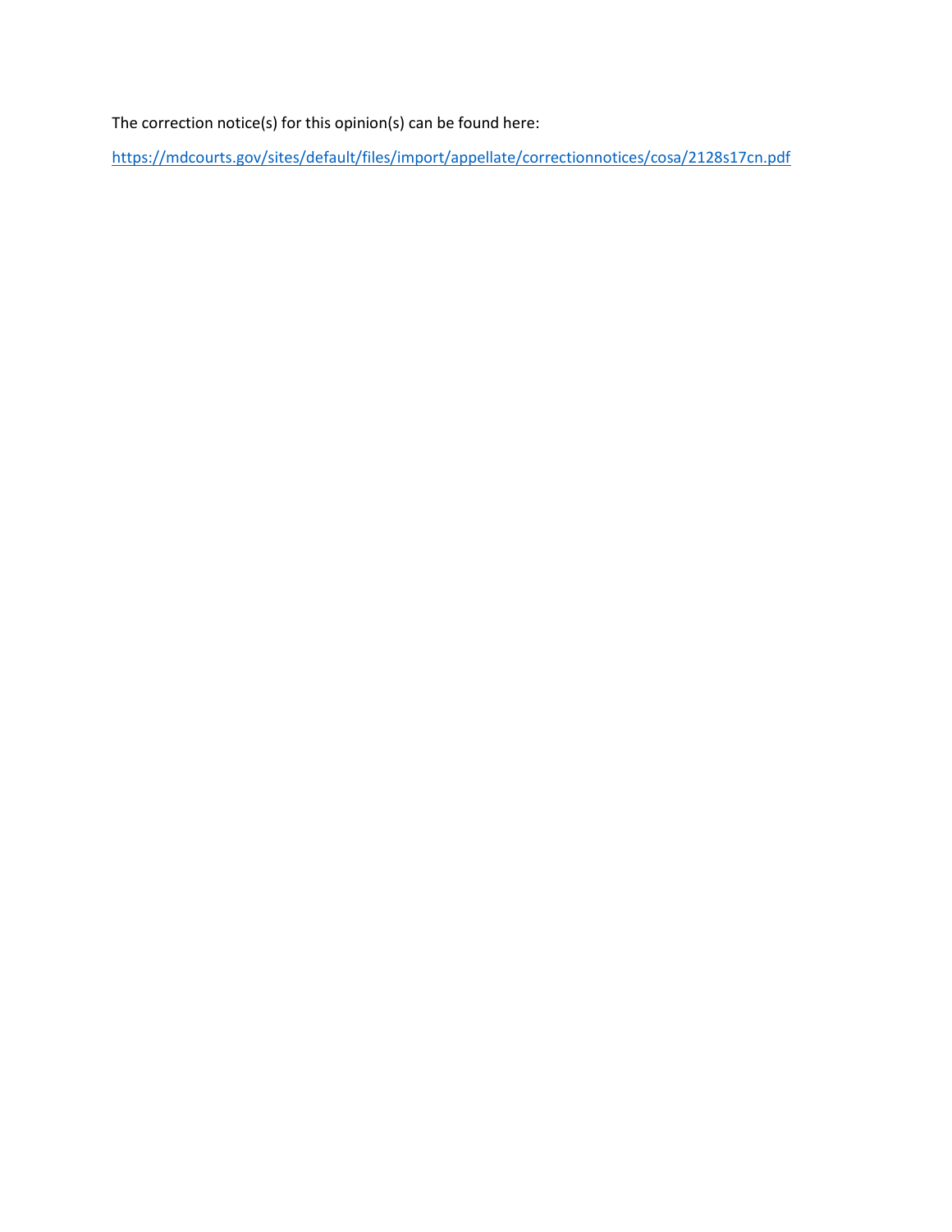The correction notice(s) for this opinion(s) can be found here:

https://mdcourts.gov/sites/default/files/import/appellate/correctionnotices/cosa/2128s17cn.pdf